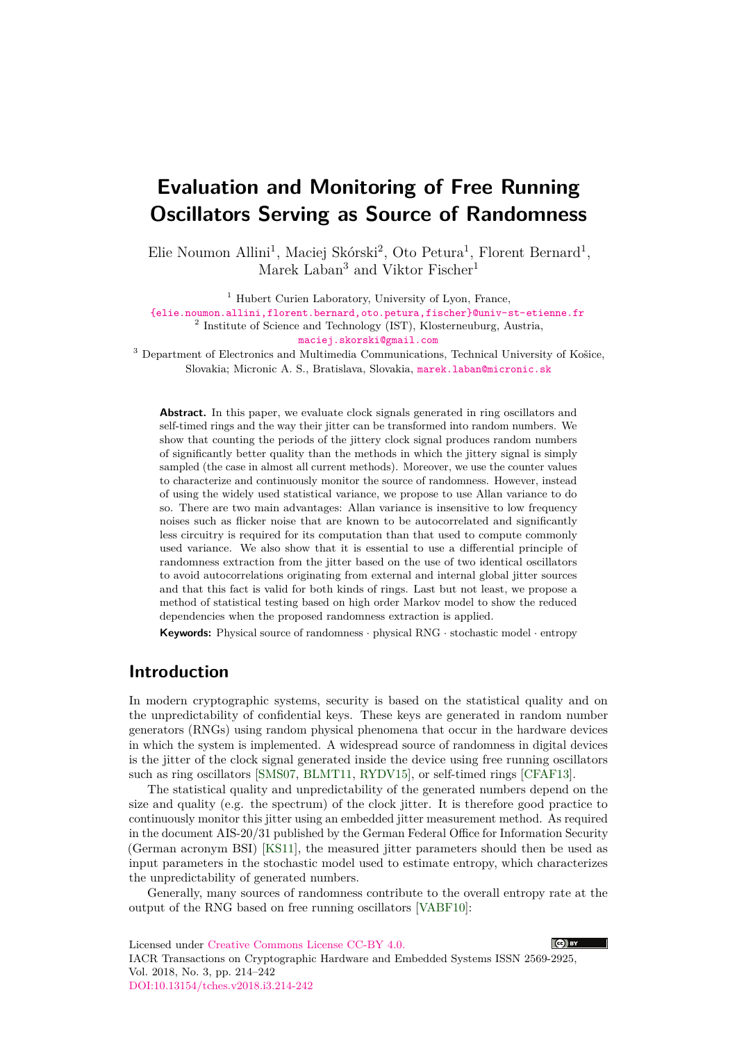# Evaluation and Monitoring of Free Running Oscillators Serving as Source of Randomness

Elie Noumon Allini[1], Maciej Skórski[2], Oto Petura[1], Florent Bernard[1], Marek Laban[3] and Viktor Fischer[1]

[1] Hubert Curien Laboratory, University of Lyon, France, {elie.noumon.allini,florent.bernard,oto.petura,fischer}@univ-st-etienne.fr

[2] Institute of Science and Technology (IST), Klosterneuburg, Austria, maciej.skorski@gmail.com

[3] Department of Electronics and Multimedia Communications, Technical University of Košice, Slovakia; Micronic A. S., Bratislava, Slovakia, marek.laban@micronic.sk

**Abstract.** In this paper, we evaluate clock signals generated in ring oscillators and self-timed rings and the way their jitter can be transformed into random numbers. We show that counting the periods of the jittery clock signal produces random numbers of significantly better quality than the methods in which the jittery signal is simply sampled (the case in almost all current methods). Moreover, we use the counter values to characterize and continuously monitor the source of randomness. However, instead of using the widely used statistical variance, we propose to use Allan variance to do so. There are two main advantages: Allan variance is insensitive to low frequency noises such as flicker noise that are known to be autocorrelated and significantly less circuitry is required for its computation than that used to compute commonly used variance. We also show that it is essential to use a differential principle of randomness extraction from the jitter based on the use of two identical oscillators to avoid autocorrelations originating from external and internal global jitter sources and that this fact is valid for both kinds of rings. Last but not least, we propose a method of statistical testing based on high order Markov model to show the reduced dependencies when the proposed randomness extraction is applied.

**Keywords:** Physical source of randomness · physical RNG · stochastic model · entropy

## Introduction

In modern cryptographic systems, security is based on the statistical quality and on the unpredictability of confidential keys. These keys are generated in random number generators (RNGs) using random physical phenomena that occur in the hardware devices in which the system is implemented. A widespread source of randomness in digital devices is the jitter of the clock signal generated inside the device using free running oscillators such as ring oscillators [SMS07, BLMT11, RYDV15], or self-timed rings [CFAF13].

The statistical quality and unpredictability of the generated numbers depend on the size and quality (e.g. the spectrum) of the clock jitter. It is therefore good practice to continuously monitor this jitter using an embedded jitter measurement method. As required in the document AIS-20/31 published by the German Federal Office for Information Security (German acronym BSI) [KS11], the measured jitter parameters should then be used as input parameters in the stochastic model used to estimate entropy, which characterizes the unpredictability of generated numbers.

Generally, many sources of randomness contribute to the overall entropy rate at the output of the RNG based on free running oscillators [VABF10]:

Licensed under Creative Commons License CC-BY 4.0.

IACR Transactions on Cryptographic Hardware and Embedded Systems ISSN 2569-2925, Vol. 2018, No. 3, pp. 214–242

DOI:10.13154/tches.v2018.i3.214-242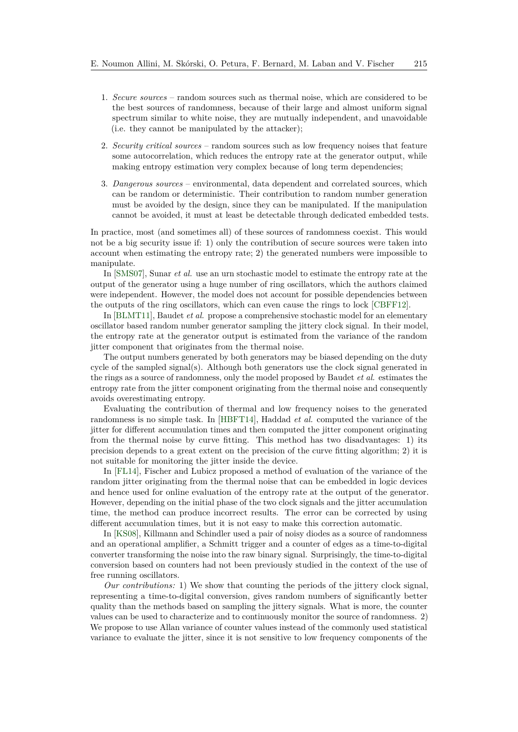1. *Secure sources* – random sources such as thermal noise, which are considered to be the best sources of randomness, because of their large and almost uniform signal spectrum similar to white noise, they are mutually independent, and unavoidable (i.e. they cannot be manipulated by the attacker);
2. *Security critical sources* – random sources such as low frequency noises that feature some autocorrelation, which reduces the entropy rate at the generator output, while making entropy estimation very complex because of long term dependencies;
3. *Dangerous sources* – environmental, data dependent and correlated sources, which can be random or deterministic. Their contribution to random number generation must be avoided by the design, since they can be manipulated. If the manipulation cannot be avoided, it must at least be detectable through dedicated embedded tests.

In practice, most (and sometimes all) of these sources of randomness coexist. This would not be a big security issue if: 1) only the contribution of secure sources were taken into account when estimating the entropy rate; 2) the generated numbers were impossible to manipulate.

In [SMS07], Sunar *et al.* use an urn stochastic model to estimate the entropy rate at the output of the generator using a huge number of ring oscillators, which the authors claimed were independent. However, the model does not account for possible dependencies between the outputs of the ring oscillators, which can even cause the rings to lock [CBFF12].

In [BLMT11], Baudet *et al.* propose a comprehensive stochastic model for an elementary oscillator based random number generator sampling the jittery clock signal. In their model, the entropy rate at the generator output is estimated from the variance of the random jitter component that originates from the thermal noise.

The output numbers generated by both generators may be biased depending on the duty cycle of the sampled signal(s). Although both generators use the clock signal generated in the rings as a source of randomness, only the model proposed by Baudet *et al.* estimates the entropy rate from the jitter component originating from the thermal noise and consequently avoids overestimating entropy.

Evaluating the contribution of thermal and low frequency noises to the generated randomness is no simple task. In [HBFT14], Haddad *et al.* computed the variance of the jitter for different accumulation times and then computed the jitter component originating from the thermal noise by curve fitting. This method has two disadvantages: 1) its precision depends to a great extent on the precision of the curve fitting algorithm; 2) it is not suitable for monitoring the jitter inside the device.

In [FL14], Fischer and Lubicz proposed a method of evaluation of the variance of the random jitter originating from the thermal noise that can be embedded in logic devices and hence used for online evaluation of the entropy rate at the output of the generator. However, depending on the initial phase of the two clock signals and the jitter accumulation time, the method can produce incorrect results. The error can be corrected by using different accumulation times, but it is not easy to make this correction automatic.

In [KS08], Killmann and Schindler used a pair of noisy diodes as a source of randomness and an operational amplifier, a Schmitt trigger and a counter of edges as a time-to-digital converter transforming the noise into the raw binary signal. Surprisingly, the time-to-digital conversion based on counters had not been previously studied in the context of the use of free running oscillators.

*Our contributions:* 1) We show that counting the periods of the jittery clock signal, representing a time-to-digital conversion, gives random numbers of significantly better quality than the methods based on sampling the jittery signals. What is more, the counter values can be used to characterize and to continuously monitor the source of randomness. 2) We propose to use Allan variance of counter values instead of the commonly used statistical variance to evaluate the jitter, since it is not sensitive to low frequency components of the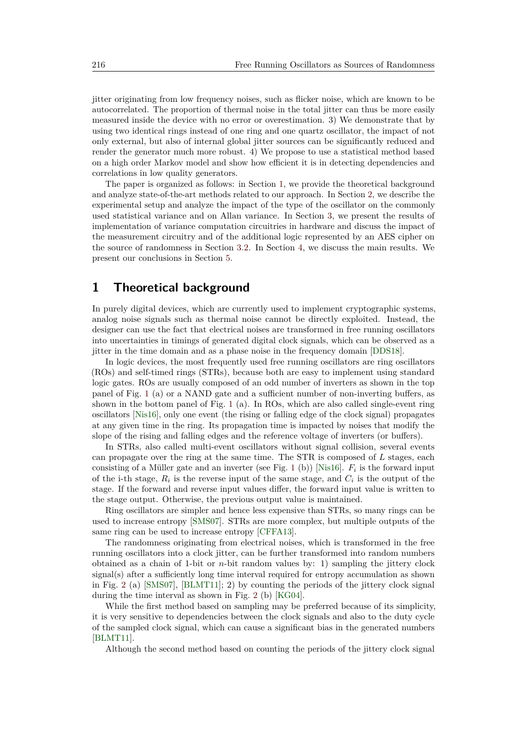jitter originating from low frequency noises, such as flicker noise, which are known to be autocorrelated. The proportion of thermal noise in the total jitter can thus be more easily measured inside the device with no error or overestimation. 3) We demonstrate that by using two identical rings instead of one ring and one quartz oscillator, the impact of not only external, but also of internal global jitter sources can be significantly reduced and render the generator much more robust. 4) We propose to use a statistical method based on a high order Markov model and show how efficient it is in detecting dependencies and correlations in low quality generators.

The paper is organized as follows: in Section 1, we provide the theoretical background and analyze state-of-the-art methods related to our approach. In Section 2, we describe the experimental setup and analyze the impact of the type of the oscillator on the commonly used statistical variance and on Allan variance. In Section 3, we present the results of implementation of variance computation circuitries in hardware and discuss the impact of the measurement circuitry and of the additional logic represented by an AES cipher on the source of randomness in Section 3.2. In Section 4, we discuss the main results. We present our conclusions in Section 5.

# 1 Theoretical background

In purely digital devices, which are currently used to implement cryptographic systems, analog noise signals such as thermal noise cannot be directly exploited. Instead, the designer can use the fact that electrical noises are transformed in free running oscillators into uncertainties in timings of generated digital clock signals, which can be observed as a jitter in the time domain and as a phase noise in the frequency domain [DDS18].

In logic devices, the most frequently used free running oscillators are ring oscillators (ROs) and self-timed rings (STRs), because both are easy to implement using standard logic gates. ROs are usually composed of an odd number of inverters as shown in the top panel of Fig. 1 (a) or a NAND gate and a sufficient number of non-inverting buffers, as shown in the bottom panel of Fig. 1 (a). In ROs, which are also called single-event ring oscillators [Nis16], only one event (the rising or falling edge of the clock signal) propagates at any given time in the ring. Its propagation time is impacted by noises that modify the slope of the rising and falling edges and the reference voltage of inverters (or buffers).

In STRs, also called multi-event oscillators without signal collision, several events can propagate over the ring at the same time. The STR is composed of $L$ stages, each consisting of a Müller gate and an inverter (see Fig. 1 (b)) [Nis16]. $F_i$ is the forward input of the i-th stage, $R_i$ is the reverse input of the same stage, and $C_i$ is the output of the stage. If the forward and reverse input values differ, the forward input value is written to the stage output. Otherwise, the previous output value is maintained.

Ring oscillators are simpler and hence less expensive than STRs, so many rings can be used to increase entropy [SMS07]. STRs are more complex, but multiple outputs of the same ring can be used to increase entropy [CFFA13].

The randomness originating from electrical noises, which is transformed in the free running oscillators into a clock jitter, can be further transformed into random numbers obtained as a chain of 1-bit or $n$-bit random values by: 1) sampling the jittery clock signal(s) after a sufficiently long time interval required for entropy accumulation as shown in Fig. 2 (a) [SMS07], [BLMT11]; 2) by counting the periods of the jittery clock signal during the time interval as shown in Fig. 2 (b) [KG04].

While the first method based on sampling may be preferred because of its simplicity, it is very sensitive to dependencies between the clock signals and also to the duty cycle of the sampled clock signal, which can cause a significant bias in the generated numbers [BLMT11].

Although the second method based on counting the periods of the jittery clock signal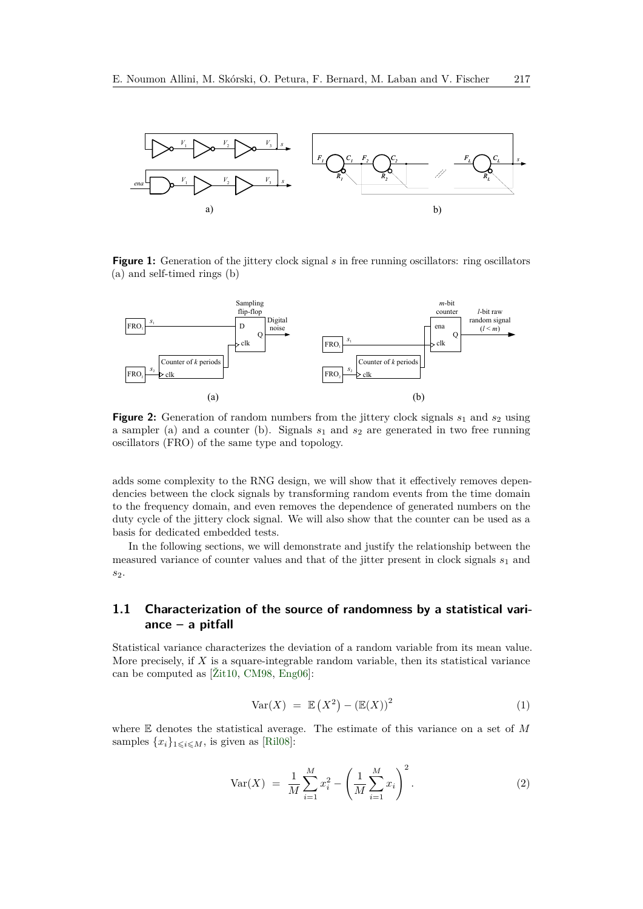**Figure 1:** Generation of the jittery clock signal $s$ in free running oscillators: ring oscillators (a) and self-timed rings (b)

**Figure 2:** Generation of random numbers from the jittery clock signals $s_1$ and $s_2$ using a sampler (a) and a counter (b). Signals $s_1$ and $s_2$ are generated in two free running oscillators (FRO) of the same type and topology.

adds some complexity to the RNG design, we will show that it effectively removes dependencies between the clock signals by transforming random events from the time domain to the frequency domain, and even removes the dependence of generated numbers on the duty cycle of the jittery clock signal. We will also show that the counter can be used as a basis for dedicated embedded tests.

In the following sections, we will demonstrate and justify the relationship between the measured variance of counter values and that of the jitter present in clock signals $s_1$ and $s_2$.

## 1.1 Characterization of the source of randomness by a statistical variance – a pitfall

Statistical variance characterizes the deviation of a random variable from its mean value. More precisely, if $X$ is a square-integrable random variable, then its statistical variance can be computed as [Žit10, CM98, Eng06]:

$$\mathrm{Var}(X) \;=\; \mathbb{E}\left(X^2\right) - \left(\mathbb{E}(X)\right)^2 \tag{1}$$

where $\mathbb{E}$ denotes the statistical average. The estimate of this variance on a set of $M$ samples $\{x_i\}_{1 \leqslant i \leqslant M}$, is given as [Ril08]:

$$\mathrm{Var}(X) \;=\; \frac{1}{M}\sum_{i=1}^{M} x_i^2 - \left(\frac{1}{M}\sum_{i=1}^{M} x_i\right)^2 . \tag{2}$$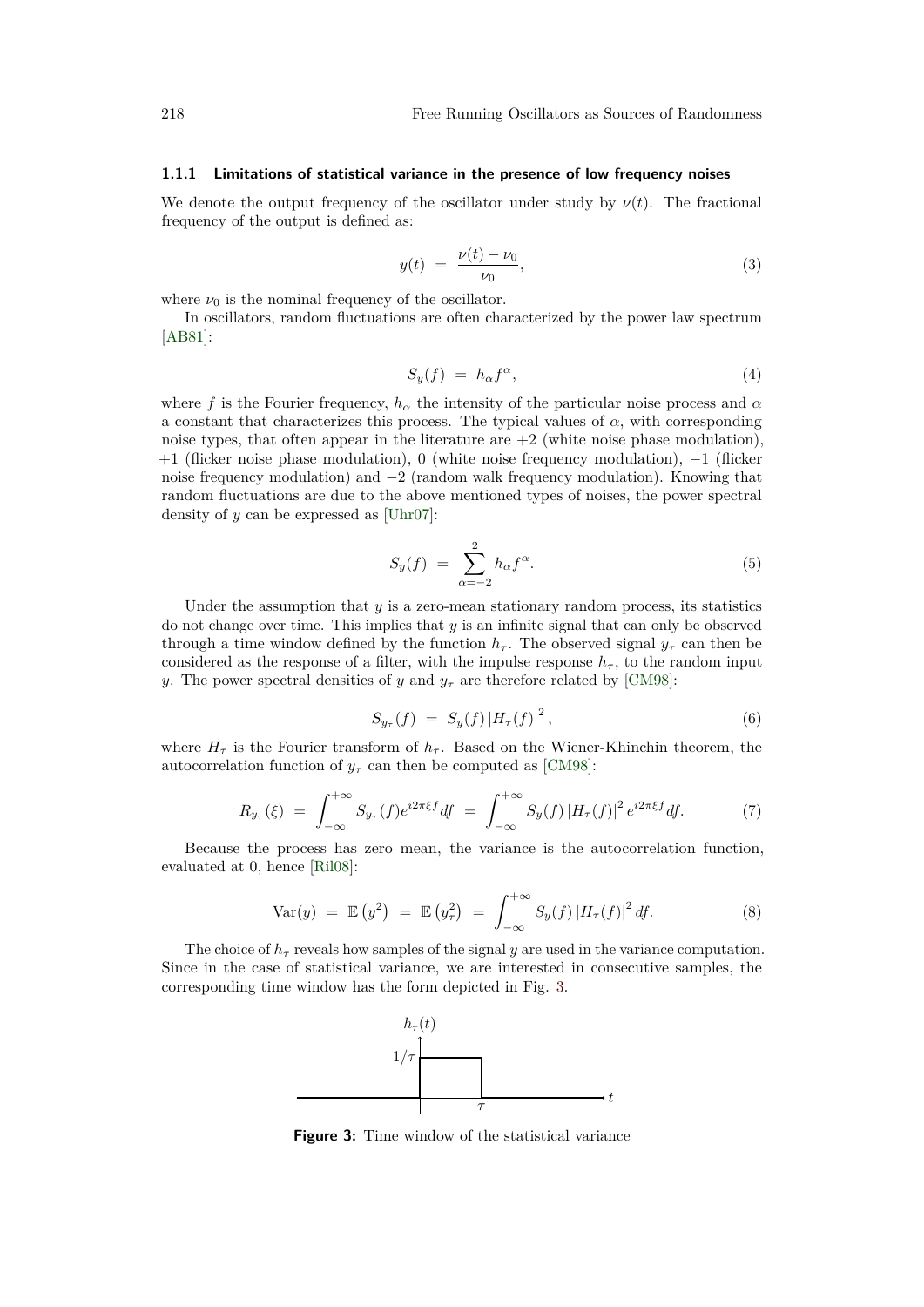### 1.1.1 Limitations of statistical variance in the presence of low frequency noises

We denote the output frequency of the oscillator under study by $\nu(t)$. The fractional frequency of the output is defined as:

$$y(t) \;=\; \frac{\nu(t) - \nu_0}{\nu_0}, \tag{3}$$

where $\nu_0$ is the nominal frequency of the oscillator.

In oscillators, random fluctuations are often characterized by the power law spectrum [AB81]:

$$S_y(f) \;=\; h_\alpha f^\alpha, \tag{4}$$

where $f$ is the Fourier frequency, $h_\alpha$ the intensity of the particular noise process and $\alpha$ a constant that characterizes this process. The typical values of $\alpha$, with corresponding noise types, that often appear in the literature are $+2$ (white noise phase modulation), $+1$ (flicker noise phase modulation), $0$ (white noise frequency modulation), $-1$ (flicker noise frequency modulation) and $-2$ (random walk frequency modulation). Knowing that random fluctuations are due to the above mentioned types of noises, the power spectral density of $y$ can be expressed as [Uhr07]:

$$S_y(f) \;=\; \sum_{\alpha=-2}^{2} h_\alpha f^\alpha. \tag{5}$$

Under the assumption that $y$ is a zero-mean stationary random process, its statistics do not change over time. This implies that $y$ is an infinite signal that can only be observed through a time window defined by the function $h_\tau$. The observed signal $y_\tau$ can then be considered as the response of a filter, with the impulse response $h_\tau$, to the random input $y$. The power spectral densities of $y$ and $y_\tau$ are therefore related by [CM98]:

$$S_{y_\tau}(f) \;=\; S_y(f)\left|H_\tau(f)\right|^2, \tag{6}$$

where $H_\tau$ is the Fourier transform of $h_\tau$. Based on the Wiener-Khinchin theorem, the autocorrelation function of $y_\tau$ can then be computed as [CM98]:

$$R_{y_\tau}(\xi) \;=\; \int_{-\infty}^{+\infty} S_{y_\tau}(f) e^{i2\pi\xi f} df \;=\; \int_{-\infty}^{+\infty} S_y(f)\left|H_\tau(f)\right|^2 e^{i2\pi\xi f} df. \tag{7}$$

Because the process has zero mean, the variance is the autocorrelation function, evaluated at 0, hence [Ril08]:

$$\mathrm{Var}(y) \;=\; \mathbb{E}\left(y^2\right) \;=\; \mathbb{E}\left(y_\tau^2\right) \;=\; \int_{-\infty}^{+\infty} S_y(f)\left|H_\tau(f)\right|^2 df. \tag{8}$$

The choice of $h_\tau$ reveals how samples of the signal $y$ are used in the variance computation. Since in the case of statistical variance, we are interested in consecutive samples, the corresponding time window has the form depicted in Fig. 3.

**Figure 3:** Time window of the statistical variance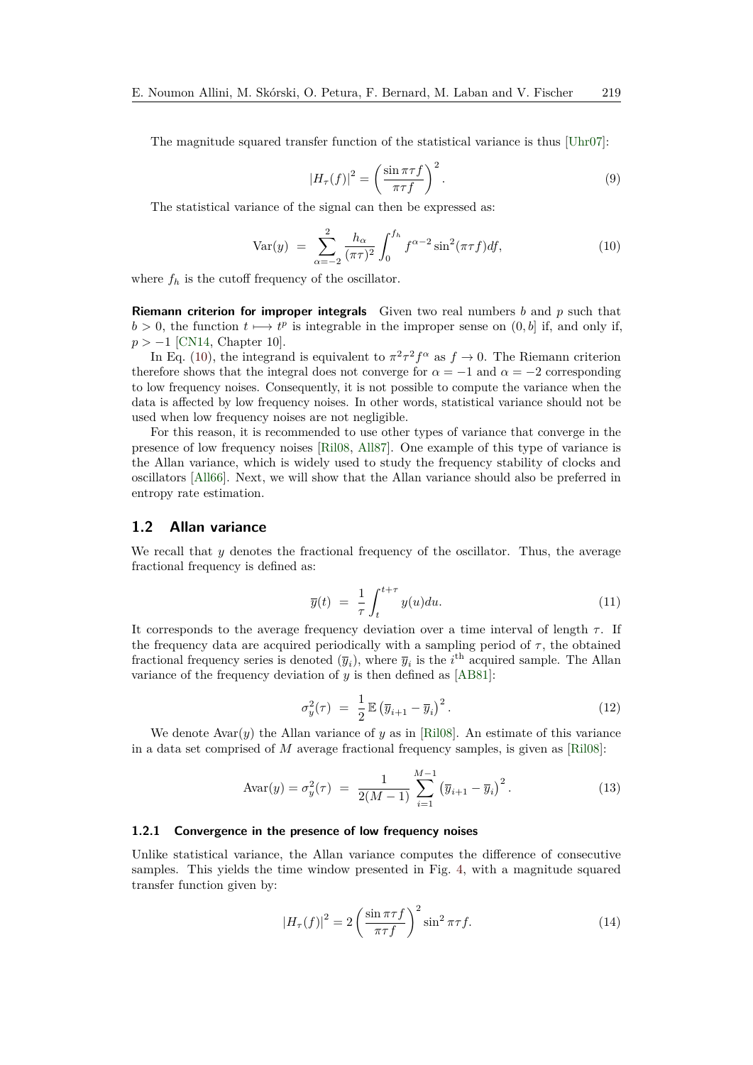The magnitude squared transfer function of the statistical variance is thus [Uhr07]:

$$|H_\tau(f)|^2 = \left(\frac{\sin \pi\tau f}{\pi\tau f}\right)^2. \tag{9}$$

The statistical variance of the signal can then be expressed as:

$$\mathrm{Var}(y) \;=\; \sum_{\alpha=-2}^{2} \frac{h_\alpha}{(\pi\tau)^2} \int_0^{f_h} f^{\alpha-2} \sin^2(\pi\tau f) df, \tag{10}$$

where $f_h$ is the cutoff frequency of the oscillator.

**Riemann criterion for improper integrals** Given two real numbers $b$ and $p$ such that $b > 0$, the function $t \longmapsto t^p$ is integrable in the improper sense on $(0, b]$ if, and only if, $p > -1$ [CN14, Chapter 10].

In Eq. (10), the integrand is equivalent to $\pi^2\tau^2 f^\alpha$ as $f \to 0$. The Riemann criterion therefore shows that the integral does not converge for $\alpha = -1$ and $\alpha = -2$ corresponding to low frequency noises. Consequently, it is not possible to compute the variance when the data is affected by low frequency noises. In other words, statistical variance should not be used when low frequency noises are not negligible.

For this reason, it is recommended to use other types of variance that converge in the presence of low frequency noises [Ril08, All87]. One example of this type of variance is the Allan variance, which is widely used to study the frequency stability of clocks and oscillators [All66]. Next, we will show that the Allan variance should also be preferred in entropy rate estimation.

## 1.2 Allan variance

We recall that $y$ denotes the fractional frequency of the oscillator. Thus, the average fractional frequency is defined as:

$$\overline{y}(t) \;=\; \frac{1}{\tau} \int_t^{t+\tau} y(u) du. \tag{11}$$

It corresponds to the average frequency deviation over a time interval of length $\tau$. If the frequency data are acquired periodically with a sampling period of $\tau$, the obtained fractional frequency series is denoted $(\overline{y}_i)$, where $\overline{y}_i$ is the $i^{\text{th}}$ acquired sample. The Allan variance of the frequency deviation of $y$ is then defined as [AB81]:

$$\sigma_y^2(\tau) \;=\; \frac{1}{2} \mathbb{E} \left(\overline{y}_{i+1} - \overline{y}_i\right)^2. \tag{12}$$

We denote $\mathrm{Avar}(y)$ the Allan variance of $y$ as in [Ril08]. An estimate of this variance in a data set comprised of $M$ average fractional frequency samples, is given as [Ril08]:

$$\mathrm{Avar}(y) = \sigma_y^2(\tau) \;=\; \frac{1}{2(M-1)} \sum_{i=1}^{M-1} \left(\overline{y}_{i+1} - \overline{y}_i\right)^2. \tag{13}$$

### 1.2.1 Convergence in the presence of low frequency noises

Unlike statistical variance, the Allan variance computes the difference of consecutive samples. This yields the time window presented in Fig. 4, with a magnitude squared transfer function given by:

$$|H_\tau(f)|^2 = 2\left(\frac{\sin \pi\tau f}{\pi\tau f}\right)^2 \sin^2 \pi\tau f. \tag{14}$$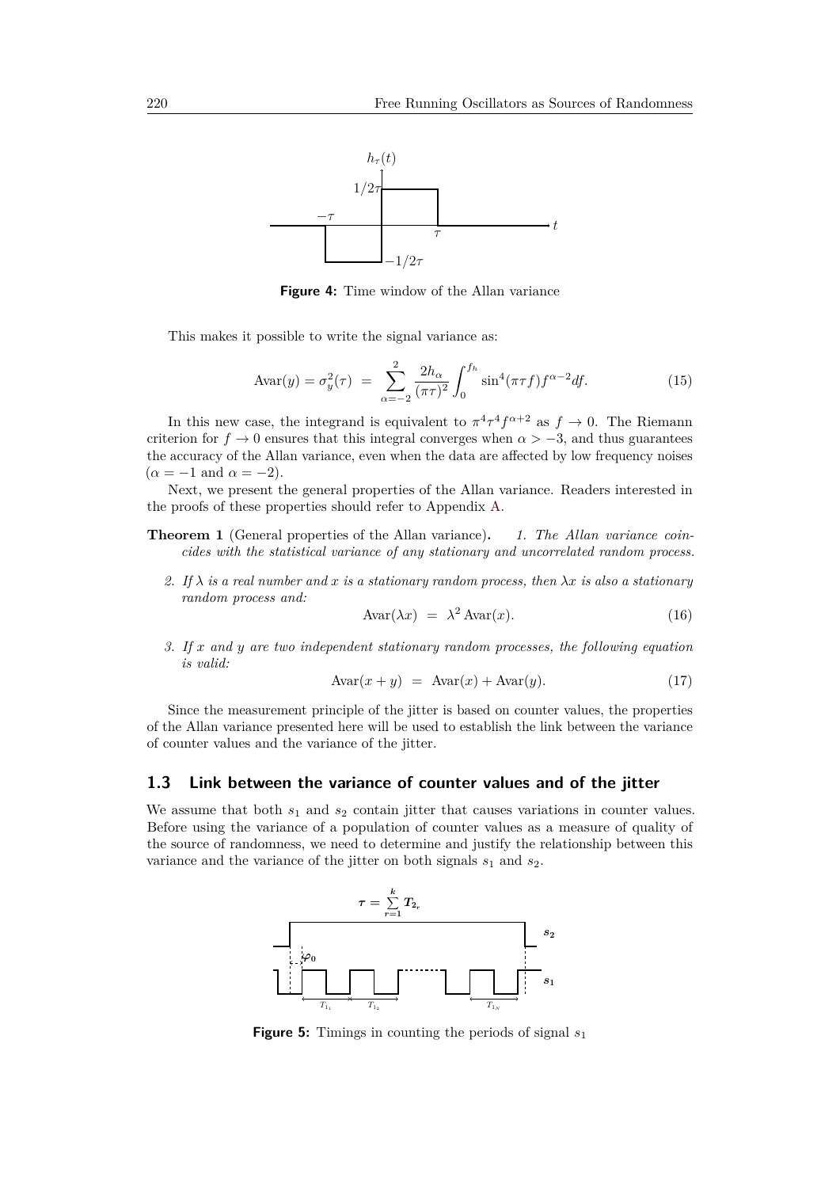Figure 4: Time window of the Allan variance

This makes it possible to write the signal variance as:

$$\operatorname{Avar}(y) = \sigma_y^2(\tau) \;=\; \sum_{\alpha=-2}^{2} \frac{2h_\alpha}{(\pi\tau)^2} \int_0^{f_h} \sin^4(\pi\tau f) f^{\alpha-2} df. \tag{15}$$

In this new case, the integrand is equivalent to $\pi^4\tau^4 f^{\alpha+2}$ as $f \to 0$. The Riemann criterion for $f \to 0$ ensures that this integral converges when $\alpha > -3$, and thus guarantees the accuracy of the Allan variance, even when the data are affected by low frequency noises ($\alpha = -1$ and $\alpha = -2$).

Next, we present the general properties of the Allan variance. Readers interested in the proofs of these properties should refer to Appendix A.

**Theorem 1** (General properties of the Allan variance)**.** *1. The Allan variance coincides with the statistical variance of any stationary and uncorrelated random process.*

*2. If $\lambda$ is a real number and $x$ is a stationary random process, then $\lambda x$ is also a stationary random process and:*

$$\operatorname{Avar}(\lambda x) \;=\; \lambda^2 \operatorname{Avar}(x). \tag{16}$$

*3. If $x$ and $y$ are two independent stationary random processes, the following equation is valid:*

$$\operatorname{Avar}(x + y) \;=\; \operatorname{Avar}(x) + \operatorname{Avar}(y). \tag{17}$$

Since the measurement principle of the jitter is based on counter values, the properties of the Allan variance presented here will be used to establish the link between the variance of counter values and the variance of the jitter.

### 1.3 Link between the variance of counter values and of the jitter

We assume that both $s_1$ and $s_2$ contain jitter that causes variations in counter values. Before using the variance of a population of counter values as a measure of quality of the source of randomness, we need to determine and justify the relationship between this variance and the variance of the jitter on both signals $s_1$ and $s_2$.

Figure 5: Timings in counting the periods of signal $s_1$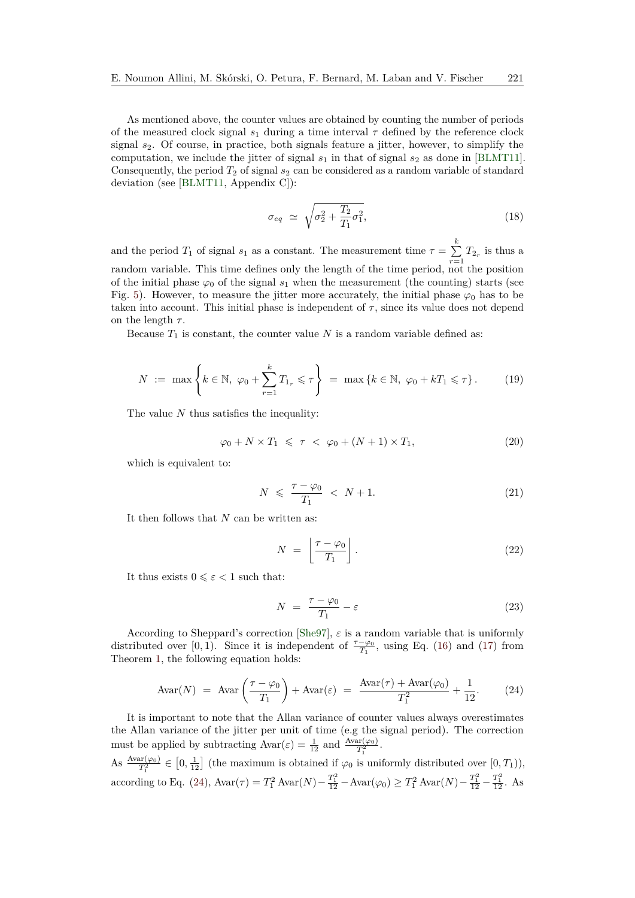As mentioned above, the counter values are obtained by counting the number of periods of the measured clock signal $s_1$ during a time interval $\tau$ defined by the reference clock signal $s_2$. Of course, in practice, both signals feature a jitter, however, to simplify the computation, we include the jitter of signal $s_1$ in that of signal $s_2$ as done in [BLMT11]. Consequently, the period $T_2$ of signal $s_2$ can be considered as a random variable of standard deviation (see [BLMT11, Appendix C]):

$$\sigma_{eq} \simeq \sqrt{\sigma_2^2 + \frac{T_2}{T_1}\sigma_1^2}, \tag{18}$$

and the period $T_1$ of signal $s_1$ as a constant. The measurement time $\tau = \sum_{r=1}^{k} T_{2_r}$ is thus a random variable. This time defines only the length of the time period, not the position of the initial phase $\varphi_0$ of the signal $s_1$ when the measurement (the counting) starts (see Fig. 5). However, to measure the jitter more accurately, the initial phase $\varphi_0$ has to be taken into account. This initial phase is independent of $\tau$, since its value does not depend on the length $\tau$.

Because $T_1$ is constant, the counter value $N$ is a random variable defined as:

$$N := \max\left\{k \in \mathbb{N},\ \varphi_0 + \sum_{r=1}^{k} T_{1_r} \leqslant \tau\right\} = \max\left\{k \in \mathbb{N},\ \varphi_0 + kT_1 \leqslant \tau\right\}. \tag{19}$$

The value $N$ thus satisfies the inequality:

$$\varphi_0 + N \times T_1 \leqslant \tau < \varphi_0 + (N+1) \times T_1, \tag{20}$$

which is equivalent to:

$$N \leqslant \frac{\tau - \varphi_0}{T_1} < N + 1. \tag{21}$$

It then follows that $N$ can be written as:

$$N = \left\lfloor \frac{\tau - \varphi_0}{T_1} \right\rfloor. \tag{22}$$

It thus exists $0 \leqslant \varepsilon < 1$ such that:

$$N = \frac{\tau - \varphi_0}{T_1} - \varepsilon \tag{23}$$

According to Sheppard's correction [She97], $\varepsilon$ is a random variable that is uniformly distributed over $[0, 1)$. Since it is independent of $\frac{\tau-\varphi_0}{T_1}$, using Eq. (16) and (17) from Theorem 1, the following equation holds:

$$\mathrm{Avar}(N) = \mathrm{Avar}\left(\frac{\tau - \varphi_0}{T_1}\right) + \mathrm{Avar}(\varepsilon) = \frac{\mathrm{Avar}(\tau) + \mathrm{Avar}(\varphi_0)}{T_1^2} + \frac{1}{12}. \tag{24}$$

It is important to note that the Allan variance of counter values always overestimates the Allan variance of the jitter per unit of time (e.g the signal period). The correction must be applied by subtracting $\mathrm{Avar}(\varepsilon) = \frac{1}{12}$ and $\frac{\mathrm{Avar}(\varphi_0)}{T_1^2}$.

As $\frac{\mathrm{Avar}(\varphi_0)}{T_1^2} \in \left[0, \frac{1}{12}\right]$ (the maximum is obtained if $\varphi_0$ is uniformly distributed over $[0, T_1)$), according to Eq. (24), $\mathrm{Avar}(\tau) = T_1^2\,\mathrm{Avar}(N) - \frac{T_1^2}{12} - \mathrm{Avar}(\varphi_0) \geq T_1^2\,\mathrm{Avar}(N) - \frac{T_1^2}{12} - \frac{T_1^2}{12}$. As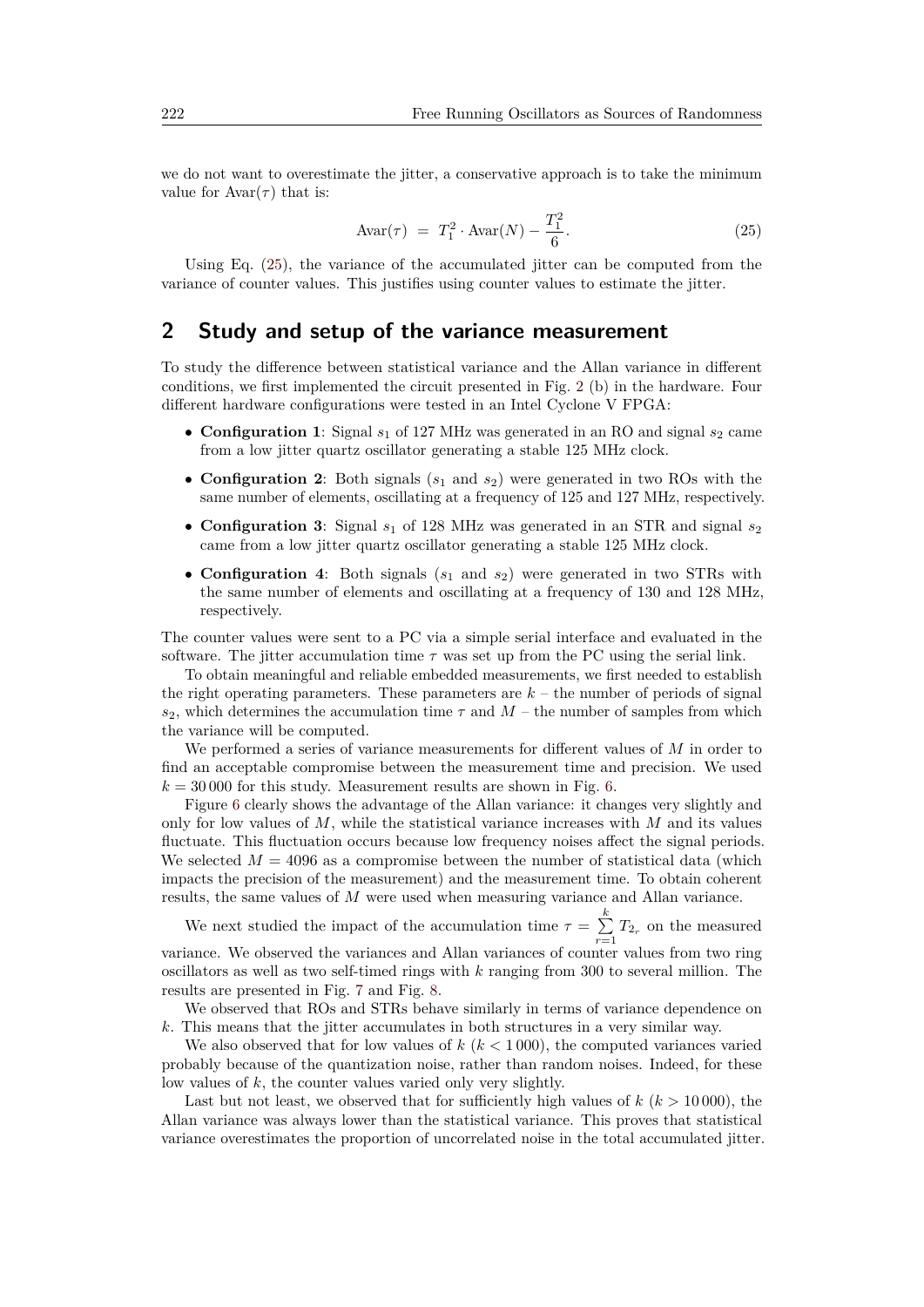we do not want to overestimate the jitter, a conservative approach is to take the minimum value for $\text{Avar}(\tau)$ that is:

$$\text{Avar}(\tau) \;=\; T_1^2 \cdot \text{Avar}(N) - \frac{T_1^2}{6}. \tag{25}$$

Using Eq. (25), the variance of the accumulated jitter can be computed from the variance of counter values. This justifies using counter values to estimate the jitter.

## 2 Study and setup of the variance measurement

To study the difference between statistical variance and the Allan variance in different conditions, we first implemented the circuit presented in Fig. 2 (b) in the hardware. Four different hardware configurations were tested in an Intel Cyclone V FPGA:

- **Configuration 1**: Signal $s_1$ of 127 MHz was generated in an RO and signal $s_2$ came from a low jitter quartz oscillator generating a stable 125 MHz clock.
- **Configuration 2**: Both signals ($s_1$ and $s_2$) were generated in two ROs with the same number of elements, oscillating at a frequency of 125 and 127 MHz, respectively.
- **Configuration 3**: Signal $s_1$ of 128 MHz was generated in an STR and signal $s_2$ came from a low jitter quartz oscillator generating a stable 125 MHz clock.
- **Configuration 4**: Both signals ($s_1$ and $s_2$) were generated in two STRs with the same number of elements and oscillating at a frequency of 130 and 128 MHz, respectively.

The counter values were sent to a PC via a simple serial interface and evaluated in the software. The jitter accumulation time $\tau$ was set up from the PC using the serial link.

To obtain meaningful and reliable embedded measurements, we first needed to establish the right operating parameters. These parameters are $k$ – the number of periods of signal $s_2$, which determines the accumulation time $\tau$ and $M$ – the number of samples from which the variance will be computed.

We performed a series of variance measurements for different values of $M$ in order to find an acceptable compromise between the measurement time and precision. We used $k = 30\,000$ for this study. Measurement results are shown in Fig. 6.

Figure 6 clearly shows the advantage of the Allan variance: it changes very slightly and only for low values of $M$, while the statistical variance increases with $M$ and its values fluctuate. This fluctuation occurs because low frequency noises affect the signal periods. We selected $M = 4096$ as a compromise between the number of statistical data (which impacts the precision of the measurement) and the measurement time. To obtain coherent results, the same values of $M$ were used when measuring variance and Allan variance.

We next studied the impact of the accumulation time $\tau = \sum_{r=1}^{k} T_{2_r}$ on the measured variance. We observed the variances and Allan variances of counter values from two ring oscillators as well as two self-timed rings with $k$ ranging from 300 to several million. The results are presented in Fig. 7 and Fig. 8.

We observed that ROs and STRs behave similarly in terms of variance dependence on $k$. This means that the jitter accumulates in both structures in a very similar way.

We also observed that for low values of $k$ ($k < 1\,000$), the computed variances varied probably because of the quantization noise, rather than random noises. Indeed, for these low values of $k$, the counter values varied only very slightly.

Last but not least, we observed that for sufficiently high values of $k$ ($k > 10\,000$), the Allan variance was always lower than the statistical variance. This proves that statistical variance overestimates the proportion of uncorrelated noise in the total accumulated jitter.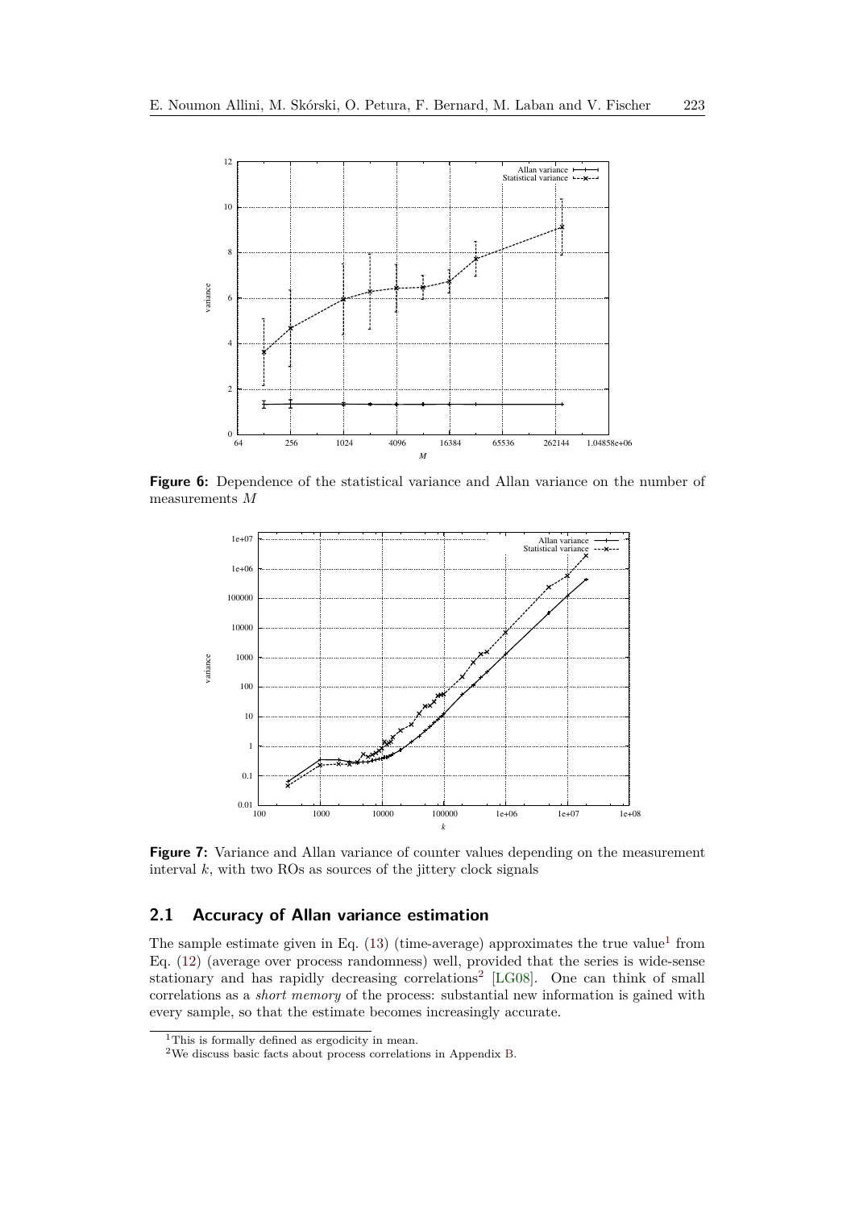**Figure 6:** Dependence of the statistical variance and Allan variance on the number of measurements $M$

**Figure 7:** Variance and Allan variance of counter values depending on the measurement interval $k$, with two ROs as sources of the jittery clock signals

## 2.1 Accuracy of Allan variance estimation

The sample estimate given in Eq. (13) (time-average) approximates the true value[1] from Eq. (12) (average over process randomness) well, provided that the series is wide-sense stationary and has rapidly decreasing correlations[2] [LG08]. One can think of small correlations as a *short memory* of the process: substantial new information is gained with every sample, so that the estimate becomes increasingly accurate.

[1] This is formally defined as ergodicity in mean.

[2] We discuss basic facts about process correlations in Appendix B.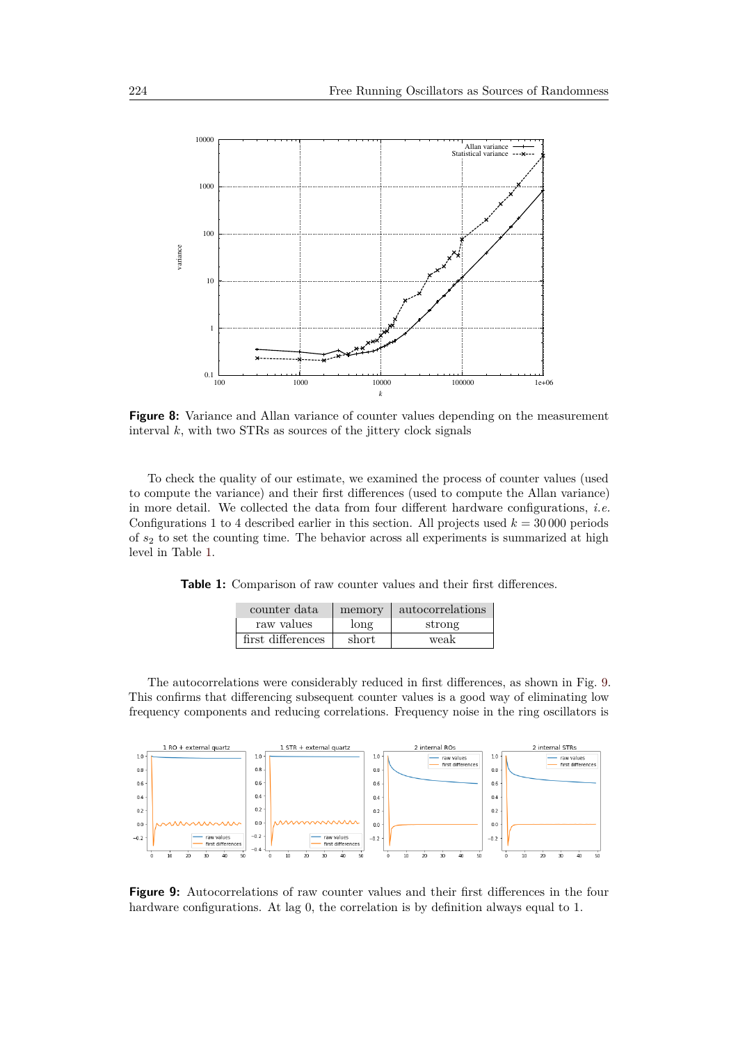**Figure 8:** Variance and Allan variance of counter values depending on the measurement interval $k$, with two STRs as sources of the jittery clock signals

To check the quality of our estimate, we examined the process of counter values (used to compute the variance) and their first differences (used to compute the Allan variance) in more detail. We collected the data from four different hardware configurations, *i.e.* Configurations 1 to 4 described earlier in this section. All projects used $k = 30\,000$ periods of $s_2$ to set the counting time. The behavior across all experiments is summarized at high level in Table 1.

**Table 1:** Comparison of raw counter values and their first differences.

| counter data | memory | autocorrelations |
|---|---|---|
| raw values | long | strong |
| first differences | short | weak |

The autocorrelations were considerably reduced in first differences, as shown in Fig. 9. This confirms that differencing subsequent counter values is a good way of eliminating low frequency components and reducing correlations. Frequency noise in the ring oscillators is

**Figure 9:** Autocorrelations of raw counter values and their first differences in the four hardware configurations. At lag 0, the correlation is by definition always equal to 1.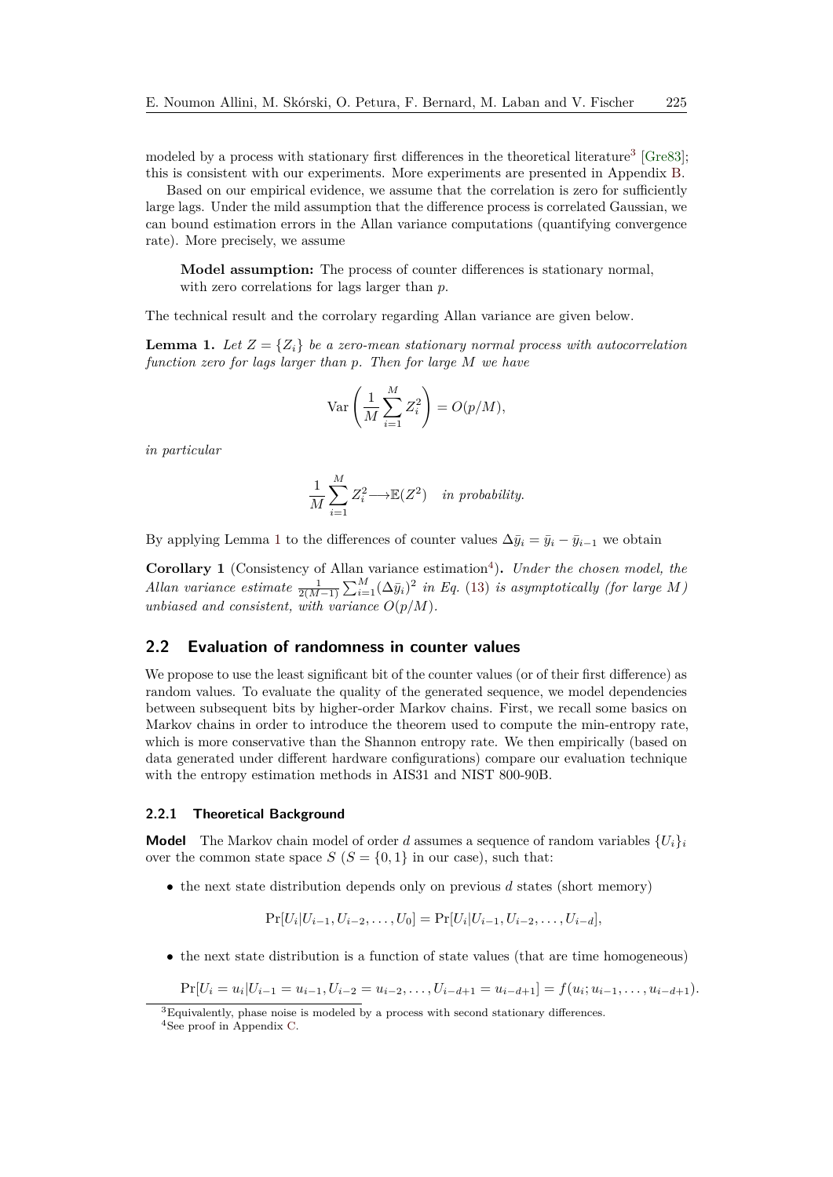modeled by a process with stationary first differences in the theoretical literature[3] [Gre83]; this is consistent with our experiments. More experiments are presented in Appendix B.

Based on our empirical evidence, we assume that the correlation is zero for sufficiently large lags. Under the mild assumption that the difference process is correlated Gaussian, we can bound estimation errors in the Allan variance computations (quantifying convergence rate). More precisely, we assume

> **Model assumption:** The process of counter differences is stationary normal, with zero correlations for lags larger than $p$.

The technical result and the corrolary regarding Allan variance are given below.

**Lemma 1.** *Let $Z = \{Z_i\}$ be a zero-mean stationary normal process with autocorrelation function zero for lags larger than $p$. Then for large $M$ we have*

$$\mathrm{Var}\left(\frac{1}{M}\sum_{i=1}^{M} Z_i^2\right) = O(p/M),$$

*in particular*

$$\frac{1}{M}\sum_{i=1}^{M} Z_i^2 \longrightarrow \mathbb{E}(Z^2) \quad \textit{in probability.}$$

By applying Lemma 1 to the differences of counter values $\Delta\bar{y}_i = \bar{y}_i - \bar{y}_{i-1}$ we obtain

**Corollary 1** (Consistency of Allan variance estimation[4])**.** *Under the chosen model, the Allan variance estimate $\frac{1}{2(M-1)}\sum_{i=1}^{M}(\Delta\bar{y}_i)^2$ in Eq. (13) is asymptotically (for large $M$) unbiased and consistent, with variance $O(p/M)$.*

## 2.2 Evaluation of randomness in counter values

We propose to use the least significant bit of the counter values (or of their first difference) as random values. To evaluate the quality of the generated sequence, we model dependencies between subsequent bits by higher-order Markov chains. First, we recall some basics on Markov chains in order to introduce the theorem used to compute the min-entropy rate, which is more conservative than the Shannon entropy rate. We then empirically (based on data generated under different hardware configurations) compare our evaluation technique with the entropy estimation methods in AIS31 and NIST 800-90B.

### 2.2.1 Theoretical Background

**Model** The Markov chain model of order $d$ assumes a sequence of random variables $\{U_i\}_i$ over the common state space $S$ ($S = \{0, 1\}$ in our case), such that:

- the next state distribution depends only on previous $d$ states (short memory)

$$\Pr[U_i | U_{i-1}, U_{i-2}, \ldots, U_0] = \Pr[U_i | U_{i-1}, U_{i-2}, \ldots, U_{i-d}],$$

- the next state distribution is a function of state values (that are time homogeneous)

$$\Pr[U_i = u_i | U_{i-1} = u_{i-1}, U_{i-2} = u_{i-2}, \ldots, U_{i-d+1} = u_{i-d+1}] = f(u_i; u_{i-1}, \ldots, u_{i-d+1}).$$

[3] Equivalently, phase noise is modeled by a process with second stationary differences.

[4] See proof in Appendix C.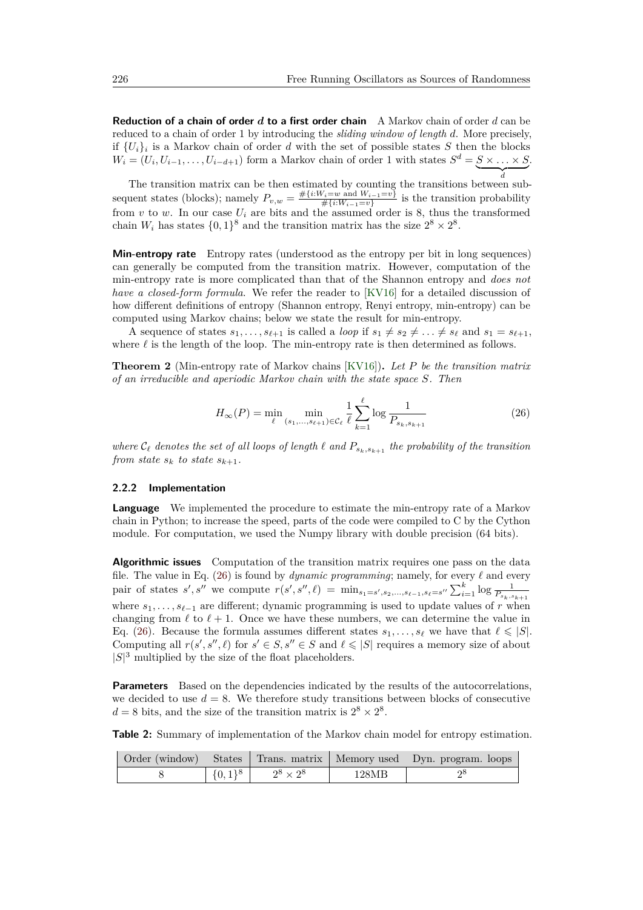**Reduction of a chain of order $d$ to a first order chain** A Markov chain of order $d$ can be reduced to a chain of order 1 by introducing the *sliding window of length $d$*. More precisely, if $\{U_i\}_i$ is a Markov chain of order $d$ with the set of possible states $S$ then the blocks $W_i = (U_i, U_{i-1}, \ldots, U_{i-d+1})$ form a Markov chain of order 1 with states $S^d = \underbrace{S \times \ldots \times S}_{d}$.

The transition matrix can be then estimated by counting the transitions between subsequent states (blocks); namely $P_{v,w} = \frac{\#\{i: W_i = w \text{ and } W_{i-1} = v\}}{\#\{i: W_{i-1} = v\}}$ is the transition probability from $v$ to $w$. In our case $U_i$ are bits and the assumed order is 8, thus the transformed chain $W_i$ has states $\{0,1\}^8$ and the transition matrix has the size $2^8 \times 2^8$.

**Min-entropy rate** Entropy rates (understood as the entropy per bit in long sequences) can generally be computed from the transition matrix. However, computation of the min-entropy rate is more complicated than that of the Shannon entropy and *does not have a closed-form formula*. We refer the reader to [KV16] for a detailed discussion of how different definitions of entropy (Shannon entropy, Renyi entropy, min-entropy) can be computed using Markov chains; below we state the result for min-entropy.

A sequence of states $s_1, \ldots, s_{\ell+1}$ is called a *loop* if $s_1 \neq s_2 \neq \ldots \neq s_\ell$ and $s_1 = s_{\ell+1}$, where $\ell$ is the length of the loop. The min-entropy rate is then determined as follows.

**Theorem 2** (Min-entropy rate of Markov chains [KV16])**.** *Let $P$ be the transition matrix of an irreducible and aperiodic Markov chain with the state space $S$. Then*

$$H_\infty(P) = \min_{\ell} \min_{(s_1,\ldots,s_{\ell+1}) \in \mathcal{C}_\ell} \frac{1}{\ell} \sum_{k=1}^{\ell} \log \frac{1}{P_{s_k, s_{k+1}}} \tag{26}$$

*where $\mathcal{C}_\ell$ denotes the set of all loops of length $\ell$ and $P_{s_k,s_{k+1}}$ the probability of the transition from state $s_k$ to state $s_{k+1}$.*

### 2.2.2 Implementation

**Language** We implemented the procedure to estimate the min-entropy rate of a Markov chain in Python; to increase the speed, parts of the code were compiled to C by the Cython module. For computation, we used the Numpy library with double precision (64 bits).

**Algorithmic issues** Computation of the transition matrix requires one pass on the data file. The value in Eq. (26) is found by *dynamic programming*; namely, for every $\ell$ and every pair of states $s', s''$ we compute $r(s', s'', \ell) = \min_{s_1 = s', s_2, \ldots, s_{\ell-1}, s_\ell = s''} \sum_{i=1}^{k} \log \frac{1}{P_{s_k \cdot s_{k+1}}}$ where $s_1, \ldots, s_{\ell-1}$ are different; dynamic programming is used to update values of $r$ when changing from $\ell$ to $\ell+1$. Once we have these numbers, we can determine the value in Eq. (26). Because the formula assumes different states $s_1, \ldots, s_\ell$ we have that $\ell \leqslant |S|$. Computing all $r(s', s'', \ell)$ for $s' \in S, s'' \in S$ and $\ell \leqslant |S|$ requires a memory size of about $|S|^3$ multiplied by the size of the float placeholders.

**Parameters** Based on the dependencies indicated by the results of the autocorrelations, we decided to use $d = 8$. We therefore study transitions between blocks of consecutive $d = 8$ bits, and the size of the transition matrix is $2^8 \times 2^8$.

**Table 2:** Summary of implementation of the Markov chain model for entropy estimation.

| Order (window) | States | Trans. matrix | Memory used | Dyn. program. loops |
|---|---|---|---|---|
| 8 | $\{0,1\}^8$ | $2^8 \times 2^8$ | 128MB | $2^8$ |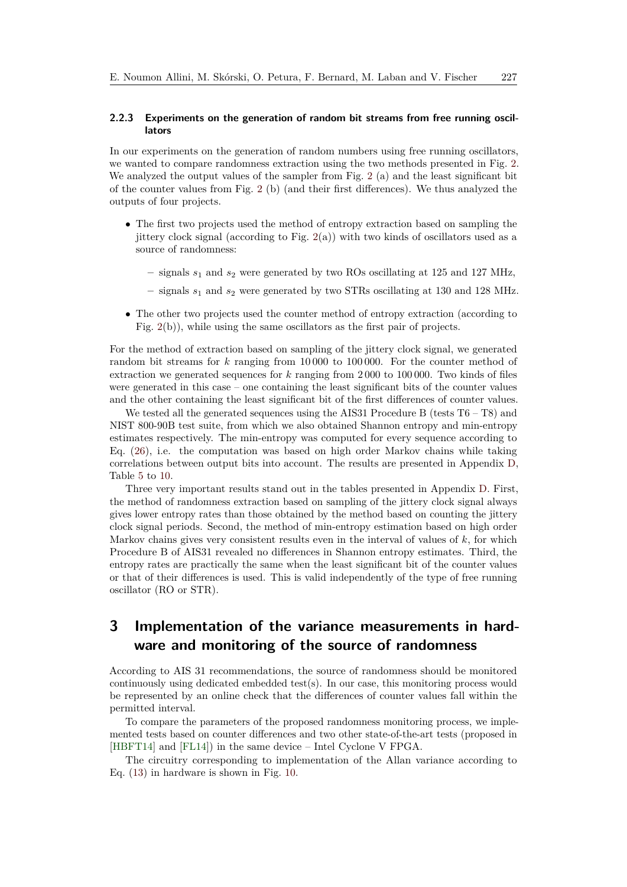#### 2.2.3 Experiments on the generation of random bit streams from free running oscillators

In our experiments on the generation of random numbers using free running oscillators, we wanted to compare randomness extraction using the two methods presented in Fig. 2. We analyzed the output values of the sampler from Fig. 2 (a) and the least significant bit of the counter values from Fig. 2 (b) (and their first differences). We thus analyzed the outputs of four projects.

- The first two projects used the method of entropy extraction based on sampling the jittery clock signal (according to Fig. 2(a)) with two kinds of oscillators used as a source of randomness:
  - signals $s_1$ and $s_2$ were generated by two ROs oscillating at 125 and 127 MHz,
  - signals $s_1$ and $s_2$ were generated by two STRs oscillating at 130 and 128 MHz.
- The other two projects used the counter method of entropy extraction (according to Fig. 2(b)), while using the same oscillators as the first pair of projects.

For the method of extraction based on sampling of the jittery clock signal, we generated random bit streams for $k$ ranging from 10 000 to 100 000. For the counter method of extraction we generated sequences for $k$ ranging from 2 000 to 100 000. Two kinds of files were generated in this case – one containing the least significant bits of the counter values and the other containing the least significant bit of the first differences of counter values.

We tested all the generated sequences using the AIS31 Procedure B (tests T6 – T8) and NIST 800-90B test suite, from which we also obtained Shannon entropy and min-entropy estimates respectively. The min-entropy was computed for every sequence according to Eq. (26), i.e. the computation was based on high order Markov chains while taking correlations between output bits into account. The results are presented in Appendix D, Table 5 to 10.

Three very important results stand out in the tables presented in Appendix D. First, the method of randomness extraction based on sampling of the jittery clock signal always gives lower entropy rates than those obtained by the method based on counting the jittery clock signal periods. Second, the method of min-entropy estimation based on high order Markov chains gives very consistent results even in the interval of values of $k$, for which Procedure B of AIS31 revealed no differences in Shannon entropy estimates. Third, the entropy rates are practically the same when the least significant bit of the counter values or that of their differences is used. This is valid independently of the type of free running oscillator (RO or STR).

## 3 Implementation of the variance measurements in hardware and monitoring of the source of randomness

According to AIS 31 recommendations, the source of randomness should be monitored continuously using dedicated embedded test(s). In our case, this monitoring process would be represented by an online check that the differences of counter values fall within the permitted interval.

To compare the parameters of the proposed randomness monitoring process, we implemented tests based on counter differences and two other state-of-the-art tests (proposed in [HBFT14] and [FL14]) in the same device – Intel Cyclone V FPGA.

The circuitry corresponding to implementation of the Allan variance according to Eq. (13) in hardware is shown in Fig. 10.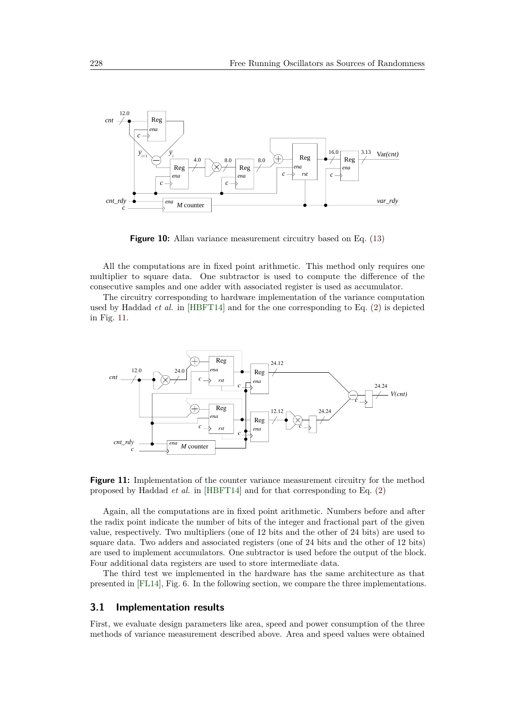**Figure 10:** Allan variance measurement circuitry based on Eq. (13)

All the computations are in fixed point arithmetic. This method only requires one multiplier to square data. One subtractor is used to compute the difference of the consecutive samples and one adder with associated register is used as accumulator.

The circuitry corresponding to hardware implementation of the variance computation used by Haddad *et al.* in [HBFT14] and for the one corresponding to Eq. (2) is depicted in Fig. 11.

**Figure 11:** Implementation of the counter variance measurement circuitry for the method proposed by Haddad *et al.* in [HBFT14] and for that corresponding to Eq. (2)

Again, all the computations are in fixed point arithmetic. Numbers before and after the radix point indicate the number of bits of the integer and fractional part of the given value, respectively. Two multipliers (one of 12 bits and the other of 24 bits) are used to square data. Two adders and associated registers (one of 24 bits and the other of 12 bits) are used to implement accumulators. One subtractor is used before the output of the block. Four additional data registers are used to store intermediate data.

The third test we implemented in the hardware has the same architecture as that presented in [FL14], Fig. 6. In the following section, we compare the three implementations.

## 3.1 Implementation results

First, we evaluate design parameters like area, speed and power consumption of the three methods of variance measurement described above. Area and speed values were obtained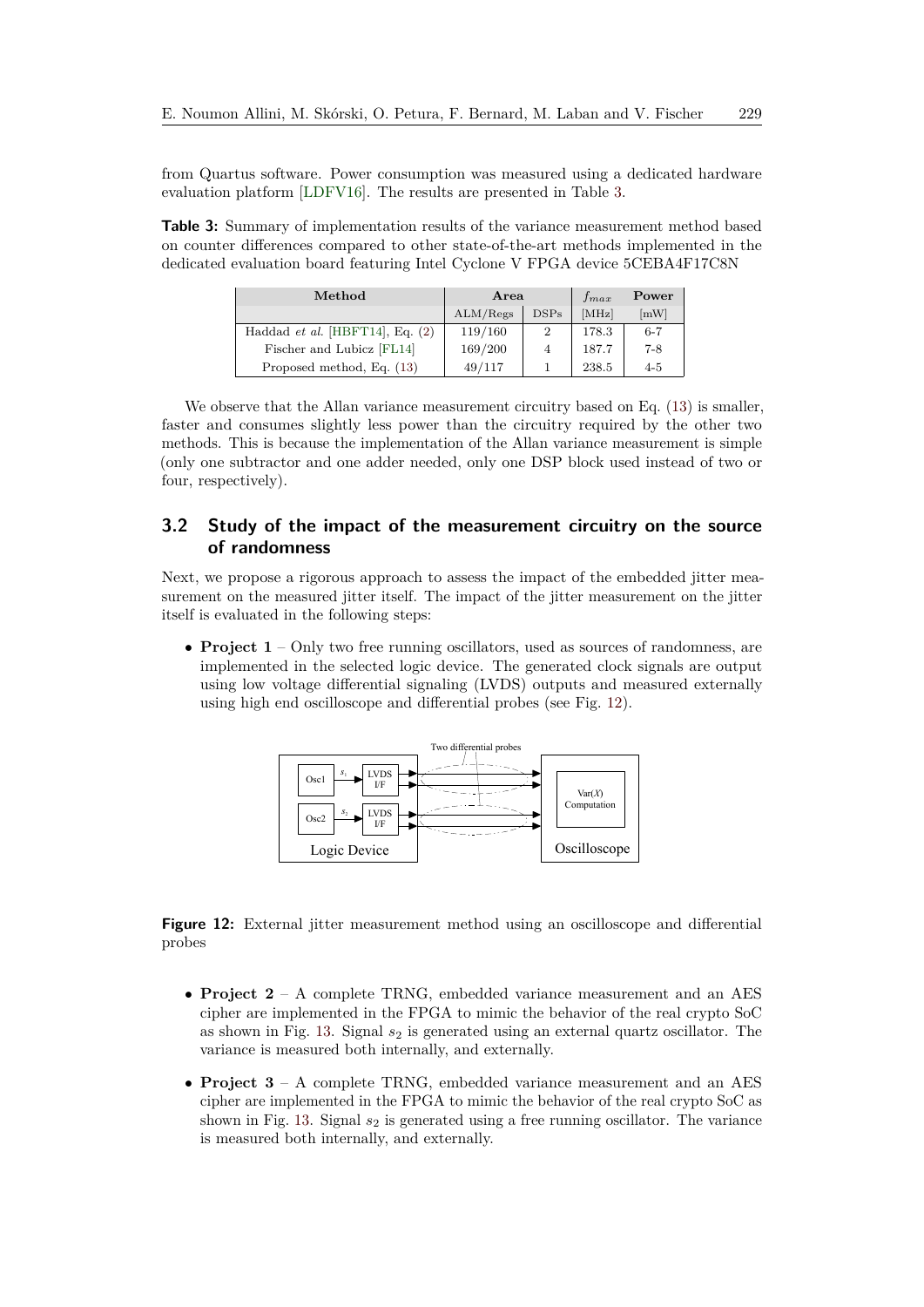from Quartus software. Power consumption was measured using a dedicated hardware evaluation platform [LDFV16]. The results are presented in Table 3.

**Table 3:** Summary of implementation results of the variance measurement method based on counter differences compared to other state-of-the-art methods implemented in the dedicated evaluation board featuring Intel Cyclone V FPGA device 5CEBA4F17C8N

| Method | Area | | $f_{max}$ | Power |
|---|---|---|---|---|
| | ALM/Regs | DSPs | [MHz] | [mW] |
| Haddad *et al.* [HBFT14], Eq. (2) | 119/160 | 2 | 178.3 | 6-7 |
| Fischer and Lubicz [FL14] | 169/200 | 4 | 187.7 | 7-8 |
| Proposed method, Eq. (13) | 49/117 | 1 | 238.5 | 4-5 |

We observe that the Allan variance measurement circuitry based on Eq. (13) is smaller, faster and consumes slightly less power than the circuitry required by the other two methods. This is because the implementation of the Allan variance measurement is simple (only one subtractor and one adder needed, only one DSP block used instead of two or four, respectively).

## 3.2 Study of the impact of the measurement circuitry on the source of randomness

Next, we propose a rigorous approach to assess the impact of the embedded jitter measurement on the measured jitter itself. The impact of the jitter measurement on the jitter itself is evaluated in the following steps:

- **Project 1** – Only two free running oscillators, used as sources of randomness, are implemented in the selected logic device. The generated clock signals are output using low voltage differential signaling (LVDS) outputs and measured externally using high end oscilloscope and differential probes (see Fig. 12).

**Figure 12:** External jitter measurement method using an oscilloscope and differential probes

- **Project 2** – A complete TRNG, embedded variance measurement and an AES cipher are implemented in the FPGA to mimic the behavior of the real crypto SoC as shown in Fig. 13. Signal $s_2$ is generated using an external quartz oscillator. The variance is measured both internally, and externally.
- **Project 3** – A complete TRNG, embedded variance measurement and an AES cipher are implemented in the FPGA to mimic the behavior of the real crypto SoC as shown in Fig. 13. Signal $s_2$ is generated using a free running oscillator. The variance is measured both internally, and externally.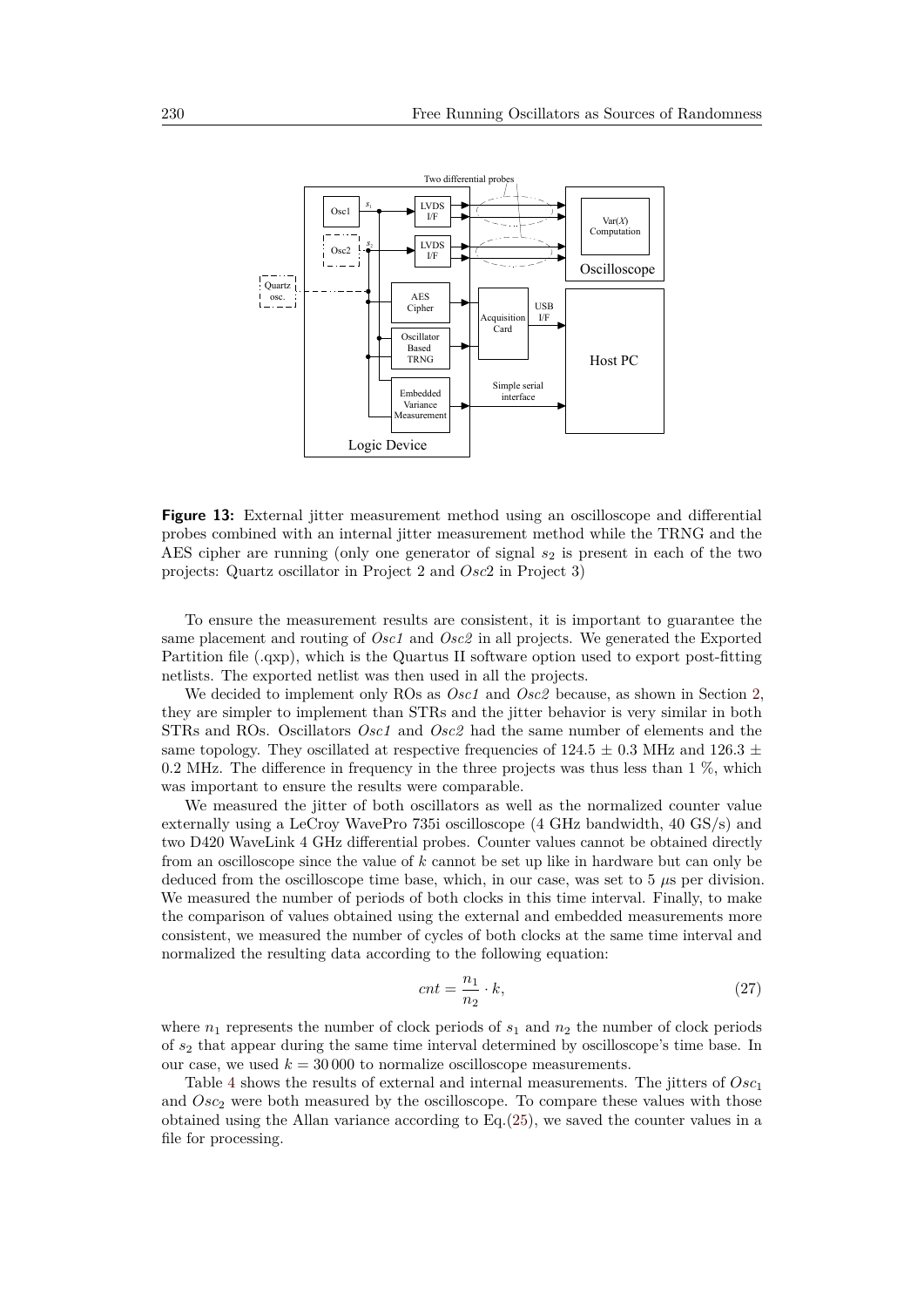**Figure 13:** External jitter measurement method using an oscilloscope and differential probes combined with an internal jitter measurement method while the TRNG and the AES cipher are running (only one generator of signal $s_2$ is present in each of the two projects: Quartz oscillator in Project 2 and *Osc*2 in Project 3)

To ensure the measurement results are consistent, it is important to guarantee the same placement and routing of *Osc1* and *Osc2* in all projects. We generated the Exported Partition file (.qxp), which is the Quartus II software option used to export post-fitting netlists. The exported netlist was then used in all the projects.

We decided to implement only ROs as *Osc1* and *Osc2* because, as shown in Section 2, they are simpler to implement than STRs and the jitter behavior is very similar in both STRs and ROs. Oscillators *Osc1* and *Osc2* had the same number of elements and the same topology. They oscillated at respective frequencies of $124.5 \pm 0.3$ MHz and $126.3 \pm 0.2$ MHz. The difference in frequency in the three projects was thus less than 1 %, which was important to ensure the results were comparable.

We measured the jitter of both oscillators as well as the normalized counter value externally using a LeCroy WavePro 735i oscilloscope (4 GHz bandwidth, 40 GS/s) and two D420 WaveLink 4 GHz differential probes. Counter values cannot be obtained directly from an oscilloscope since the value of $k$ cannot be set up like in hardware but can only be deduced from the oscilloscope time base, which, in our case, was set to 5 $\mu$s per division. We measured the number of periods of both clocks in this time interval. Finally, to make the comparison of values obtained using the external and embedded measurements more consistent, we measured the number of cycles of both clocks at the same time interval and normalized the resulting data according to the following equation:

$$cnt = \frac{n_1}{n_2} \cdot k, \tag{27}$$

where $n_1$ represents the number of clock periods of $s_1$ and $n_2$ the number of clock periods of $s_2$ that appear during the same time interval determined by oscilloscope's time base. In our case, we used $k = 30\,000$ to normalize oscilloscope measurements.

Table 4 shows the results of external and internal measurements. The jitters of $Osc_1$ and $Osc_2$ were both measured by the oscilloscope. To compare these values with those obtained using the Allan variance according to Eq.(25), we saved the counter values in a file for processing.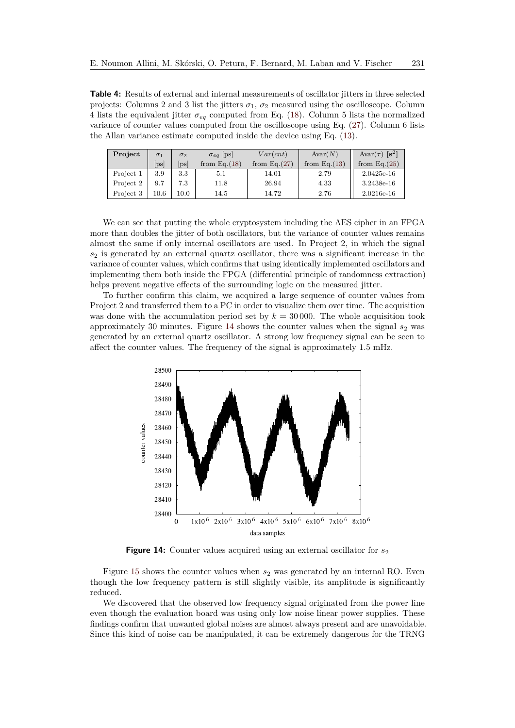**Table 4:** Results of external and internal measurements of oscillator jitters in three selected projects: Columns 2 and 3 list the jitters $\sigma_1$, $\sigma_2$ measured using the oscilloscope. Column 4 lists the equivalent jitter $\sigma_{eq}$ computed from Eq. (18). Column 5 lists the normalized variance of counter values computed from the oscilloscope using Eq. (27). Column 6 lists the Allan variance estimate computed inside the device using Eq. (13).

| **Project** | $\sigma_1$ [ps] | $\sigma_2$ [ps] | $\sigma_{eq}$ [ps] from Eq.(18) | $Var(cnt)$ from Eq.(27) | Avar($N$) from Eq.(13) | Avar($\tau$) [$\mathbf{s}^2$] from Eq.(25) |
|---|---|---|---|---|---|---|
| Project 1 | 3.9 | 3.3 | 5.1 | 14.01 | 2.79 | 2.0425e-16 |
| Project 2 | 9.7 | 7.3 | 11.8 | 26.94 | 4.33 | 3.2438e-16 |
| Project 3 | 10.6 | 10.0 | 14.5 | 14.72 | 2.76 | 2.0216e-16 |

We can see that putting the whole cryptosystem including the AES cipher in an FPGA more than doubles the jitter of both oscillators, but the variance of counter values remains almost the same if only internal oscillators are used. In Project 2, in which the signal $s_2$ is generated by an external quartz oscillator, there was a significant increase in the variance of counter values, which confirms that using identically implemented oscillators and implementing them both inside the FPGA (differential principle of randomness extraction) helps prevent negative effects of the surrounding logic on the measured jitter.

To further confirm this claim, we acquired a large sequence of counter values from Project 2 and transferred them to a PC in order to visualize them over time. The acquisition was done with the accumulation period set by $k = 30\,000$. The whole acquisition took approximately 30 minutes. Figure 14 shows the counter values when the signal $s_2$ was generated by an external quartz oscillator. A strong low frequency signal can be seen to affect the counter values. The frequency of the signal is approximately 1.5 mHz.

**Figure 14:** Counter values acquired using an external oscillator for $s_2$

Figure 15 shows the counter values when $s_2$ was generated by an internal RO. Even though the low frequency pattern is still slightly visible, its amplitude is significantly reduced.

We discovered that the observed low frequency signal originated from the power line even though the evaluation board was using only low noise linear power supplies. These findings confirm that unwanted global noises are almost always present and are unavoidable. Since this kind of noise can be manipulated, it can be extremely dangerous for the TRNG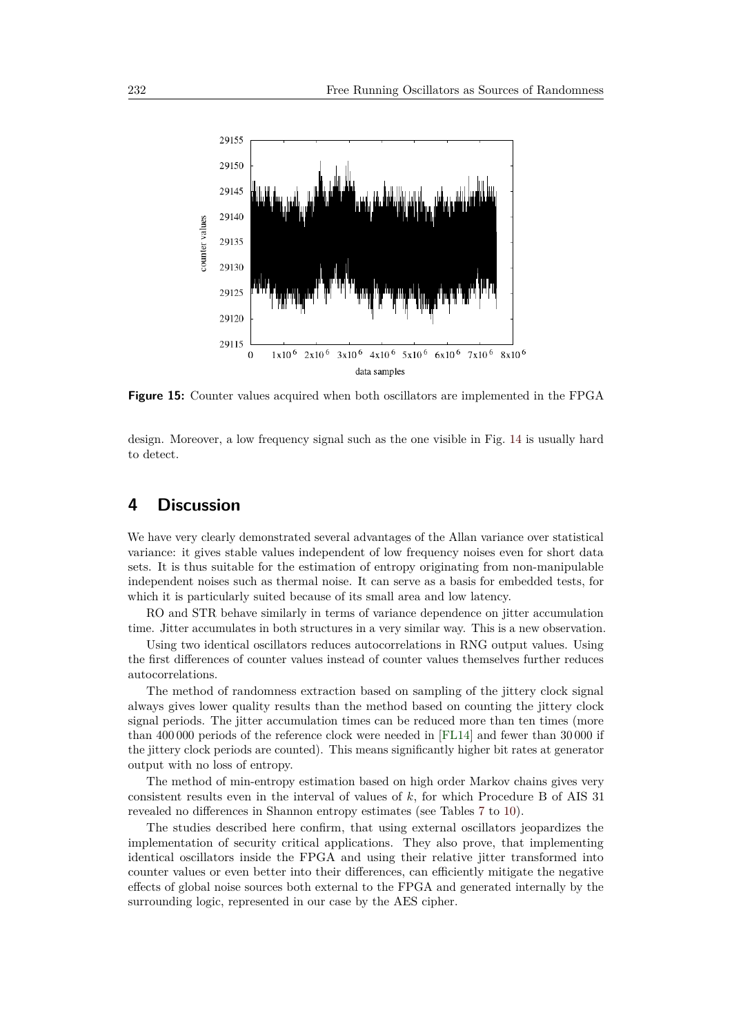**Figure 15:** Counter values acquired when both oscillators are implemented in the FPGA

design. Moreover, a low frequency signal such as the one visible in Fig. 14 is usually hard to detect.

## 4 Discussion

We have very clearly demonstrated several advantages of the Allan variance over statistical variance: it gives stable values independent of low frequency noises even for short data sets. It is thus suitable for the estimation of entropy originating from non-manipulable independent noises such as thermal noise. It can serve as a basis for embedded tests, for which it is particularly suited because of its small area and low latency.

RO and STR behave similarly in terms of variance dependence on jitter accumulation time. Jitter accumulates in both structures in a very similar way. This is a new observation.

Using two identical oscillators reduces autocorrelations in RNG output values. Using the first differences of counter values instead of counter values themselves further reduces autocorrelations.

The method of randomness extraction based on sampling of the jittery clock signal always gives lower quality results than the method based on counting the jittery clock signal periods. The jitter accumulation times can be reduced more than ten times (more than 400 000 periods of the reference clock were needed in [FL14] and fewer than 30 000 if the jittery clock periods are counted). This means significantly higher bit rates at generator output with no loss of entropy.

The method of min-entropy estimation based on high order Markov chains gives very consistent results even in the interval of values of $k$, for which Procedure B of AIS 31 revealed no differences in Shannon entropy estimates (see Tables 7 to 10).

The studies described here confirm, that using external oscillators jeopardizes the implementation of security critical applications. They also prove, that implementing identical oscillators inside the FPGA and using their relative jitter transformed into counter values or even better into their differences, can efficiently mitigate the negative effects of global noise sources both external to the FPGA and generated internally by the surrounding logic, represented in our case by the AES cipher.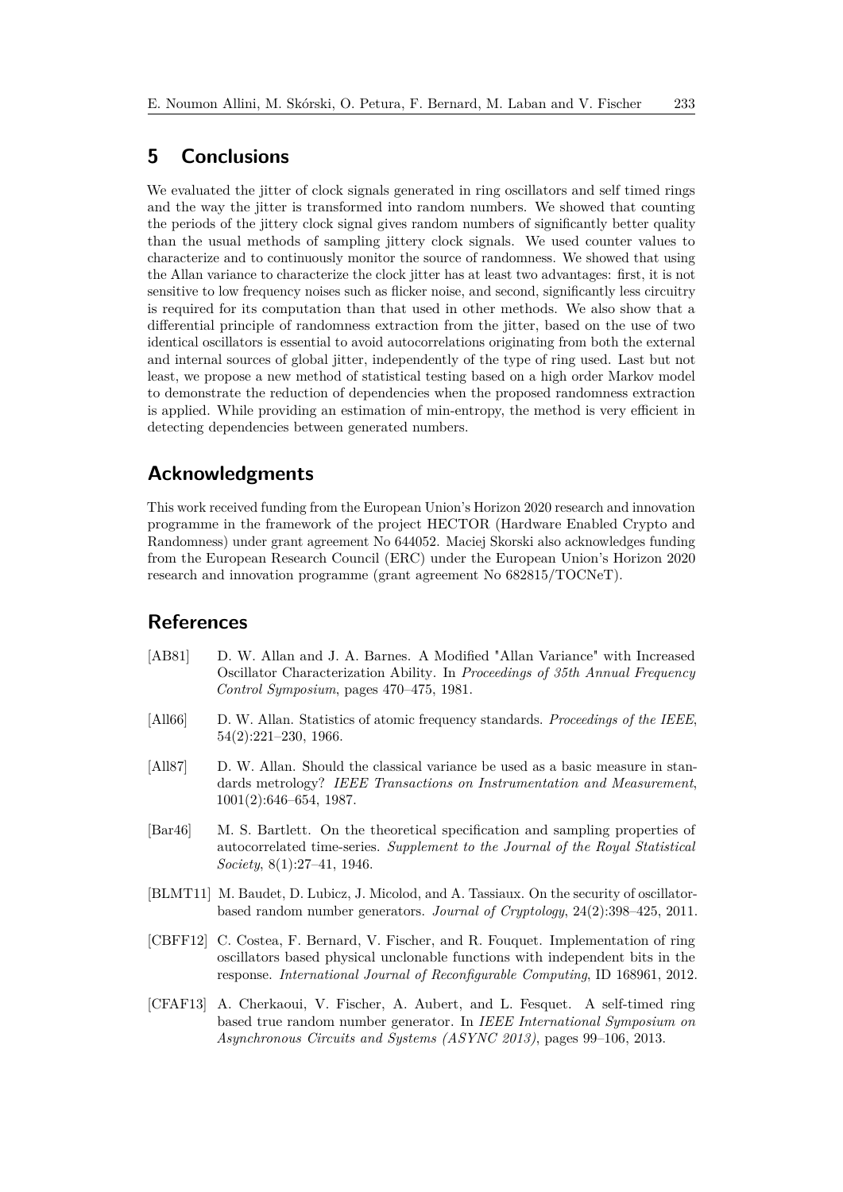## 5 Conclusions

We evaluated the jitter of clock signals generated in ring oscillators and self timed rings and the way the jitter is transformed into random numbers. We showed that counting the periods of the jittery clock signal gives random numbers of significantly better quality than the usual methods of sampling jittery clock signals. We used counter values to characterize and to continuously monitor the source of randomness. We showed that using the Allan variance to characterize the clock jitter has at least two advantages: first, it is not sensitive to low frequency noises such as flicker noise, and second, significantly less circuitry is required for its computation than that used in other methods. We also show that a differential principle of randomness extraction from the jitter, based on the use of two identical oscillators is essential to avoid autocorrelations originating from both the external and internal sources of global jitter, independently of the type of ring used. Last but not least, we propose a new method of statistical testing based on a high order Markov model to demonstrate the reduction of dependencies when the proposed randomness extraction is applied. While providing an estimation of min-entropy, the method is very efficient in detecting dependencies between generated numbers.

## Acknowledgments

This work received funding from the European Union's Horizon 2020 research and innovation programme in the framework of the project HECTOR (Hardware Enabled Crypto and Randomness) under grant agreement No 644052. Maciej Skorski also acknowledges funding from the European Research Council (ERC) under the European Union's Horizon 2020 research and innovation programme (grant agreement No 682815/TOCNeT).

## References

[AB81] D. W. Allan and J. A. Barnes. A Modified "Allan Variance" with Increased Oscillator Characterization Ability. In *Proceedings of 35th Annual Frequency Control Symposium*, pages 470–475, 1981.

[All66] D. W. Allan. Statistics of atomic frequency standards. *Proceedings of the IEEE*, 54(2):221–230, 1966.

[All87] D. W. Allan. Should the classical variance be used as a basic measure in standards metrology? *IEEE Transactions on Instrumentation and Measurement*, 1001(2):646–654, 1987.

[Bar46] M. S. Bartlett. On the theoretical specification and sampling properties of autocorrelated time-series. *Supplement to the Journal of the Royal Statistical Society*, 8(1):27–41, 1946.

[BLMT11] M. Baudet, D. Lubicz, J. Micolod, and A. Tassiaux. On the security of oscillator-based random number generators. *Journal of Cryptology*, 24(2):398–425, 2011.

[CBFF12] C. Costea, F. Bernard, V. Fischer, and R. Fouquet. Implementation of ring oscillators based physical unclonable functions with independent bits in the response. *International Journal of Reconfigurable Computing*, ID 168961, 2012.

[CFAF13] A. Cherkaoui, V. Fischer, A. Aubert, and L. Fesquet. A self-timed ring based true random number generator. In *IEEE International Symposium on Asynchronous Circuits and Systems (ASYNC 2013)*, pages 99–106, 2013.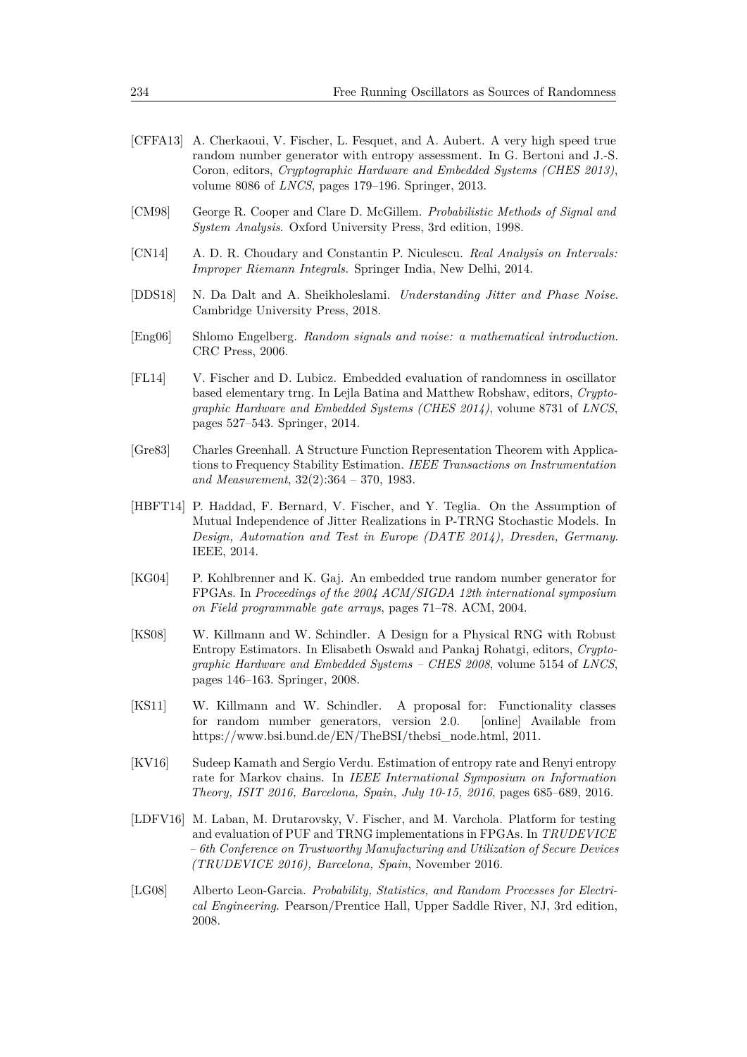[CFFA13] A. Cherkaoui, V. Fischer, L. Fesquet, and A. Aubert. A very high speed true random number generator with entropy assessment. In G. Bertoni and J.-S. Coron, editors, *Cryptographic Hardware and Embedded Systems (CHES 2013)*, volume 8086 of *LNCS*, pages 179–196. Springer, 2013.

[CM98] George R. Cooper and Clare D. McGillem. *Probabilistic Methods of Signal and System Analysis*. Oxford University Press, 3rd edition, 1998.

[CN14] A. D. R. Choudary and Constantin P. Niculescu. *Real Analysis on Intervals: Improper Riemann Integrals*. Springer India, New Delhi, 2014.

[DDS18] N. Da Dalt and A. Sheikholeslami. *Understanding Jitter and Phase Noise*. Cambridge University Press, 2018.

[Eng06] Shlomo Engelberg. *Random signals and noise: a mathematical introduction*. CRC Press, 2006.

[FL14] V. Fischer and D. Lubicz. Embedded evaluation of randomness in oscillator based elementary trng. In Lejla Batina and Matthew Robshaw, editors, *Cryptographic Hardware and Embedded Systems (CHES 2014)*, volume 8731 of *LNCS*, pages 527–543. Springer, 2014.

[Gre83] Charles Greenhall. A Structure Function Representation Theorem with Applications to Frequency Stability Estimation. *IEEE Transactions on Instrumentation and Measurement*, 32(2):364 – 370, 1983.

[HBFT14] P. Haddad, F. Bernard, V. Fischer, and Y. Teglia. On the Assumption of Mutual Independence of Jitter Realizations in P-TRNG Stochastic Models. In *Design, Automation and Test in Europe (DATE 2014), Dresden, Germany*. IEEE, 2014.

[KG04] P. Kohlbrenner and K. Gaj. An embedded true random number generator for FPGAs. In *Proceedings of the 2004 ACM/SIGDA 12th international symposium on Field programmable gate arrays*, pages 71–78. ACM, 2004.

[KS08] W. Killmann and W. Schindler. A Design for a Physical RNG with Robust Entropy Estimators. In Elisabeth Oswald and Pankaj Rohatgi, editors, *Cryptographic Hardware and Embedded Systems – CHES 2008*, volume 5154 of *LNCS*, pages 146–163. Springer, 2008.

[KS11] W. Killmann and W. Schindler. A proposal for: Functionality classes for random number generators, version 2.0. [online] Available from https://www.bsi.bund.de/EN/TheBSI/thebsi_node.html, 2011.

[KV16] Sudeep Kamath and Sergio Verdu. Estimation of entropy rate and Renyi entropy rate for Markov chains. In *IEEE International Symposium on Information Theory, ISIT 2016, Barcelona, Spain, July 10-15, 2016*, pages 685–689, 2016.

[LDFV16] M. Laban, M. Drutarovsky, V. Fischer, and M. Varchola. Platform for testing and evaluation of PUF and TRNG implementations in FPGAs. In *TRUDEVICE – 6th Conference on Trustworthy Manufacturing and Utilization of Secure Devices (TRUDEVICE 2016), Barcelona, Spain*, November 2016.

[LG08] Alberto Leon-Garcia. *Probability, Statistics, and Random Processes for Electrical Engineering*. Pearson/Prentice Hall, Upper Saddle River, NJ, 3rd edition, 2008.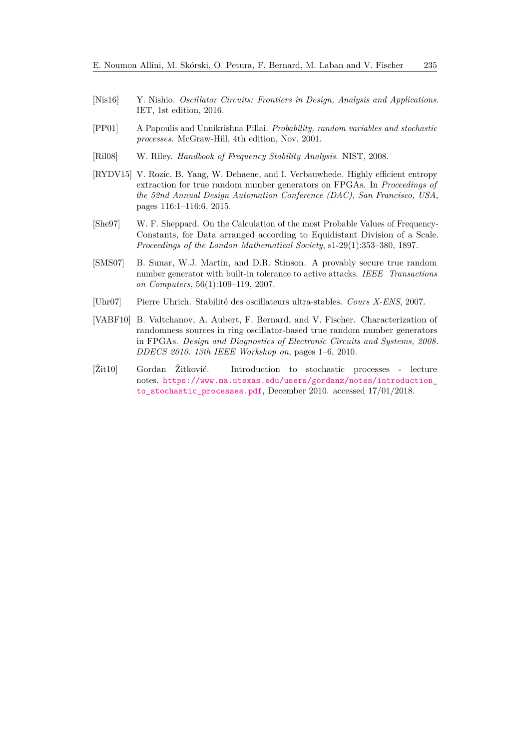[Nis16] Y. Nishio. *Oscillator Circuits: Frontiers in Design, Analysis and Applications*. IET, 1st edition, 2016.

[PP01] A Papoulis and Unnikrishna Pillai. *Probability, random variables and stochastic processes*. McGraw-Hill, 4th edition, Nov. 2001.

[Ril08] W. Riley. *Handbook of Frequency Stability Analysis*. NIST, 2008.

[RYDV15] V. Rozic, B. Yang, W. Dehaene, and I. Verbauwhede. Highly efficient entropy extraction for true random number generators on FPGAs. In *Proceedings of the 52nd Annual Design Automation Conference (DAC), San Francisco, USA*, pages 116:1–116:6, 2015.

[She97] W. F. Sheppard. On the Calculation of the most Probable Values of Frequency-Constants, for Data arranged according to Equidistant Division of a Scale. *Proceedings of the London Mathematical Society*, s1-29(1):353–380, 1897.

[SMS07] B. Sunar, W.J. Martin, and D.R. Stinson. A provably secure true random number generator with built-in tolerance to active attacks. *IEEE Transactions on Computers*, 56(1):109–119, 2007.

[Uhr07] Pierre Uhrich. Stabilité des oscillateurs ultra-stables. *Cours X-ENS*, 2007.

[VABF10] B. Valtchanov, A. Aubert, F. Bernard, and V. Fischer. Characterization of randomness sources in ring oscillator-based true random number generators in FPGAs. *Design and Diagnostics of Electronic Circuits and Systems, 2008. DDECS 2010. 13th IEEE Workshop on*, pages 1–6, 2010.

[Žit10] Gordan Žitković. Introduction to stochastic processes - lecture notes. https://www.ma.utexas.edu/users/gordanz/notes/introduction_to_stochastic_processes.pdf, December 2010. accessed 17/01/2018.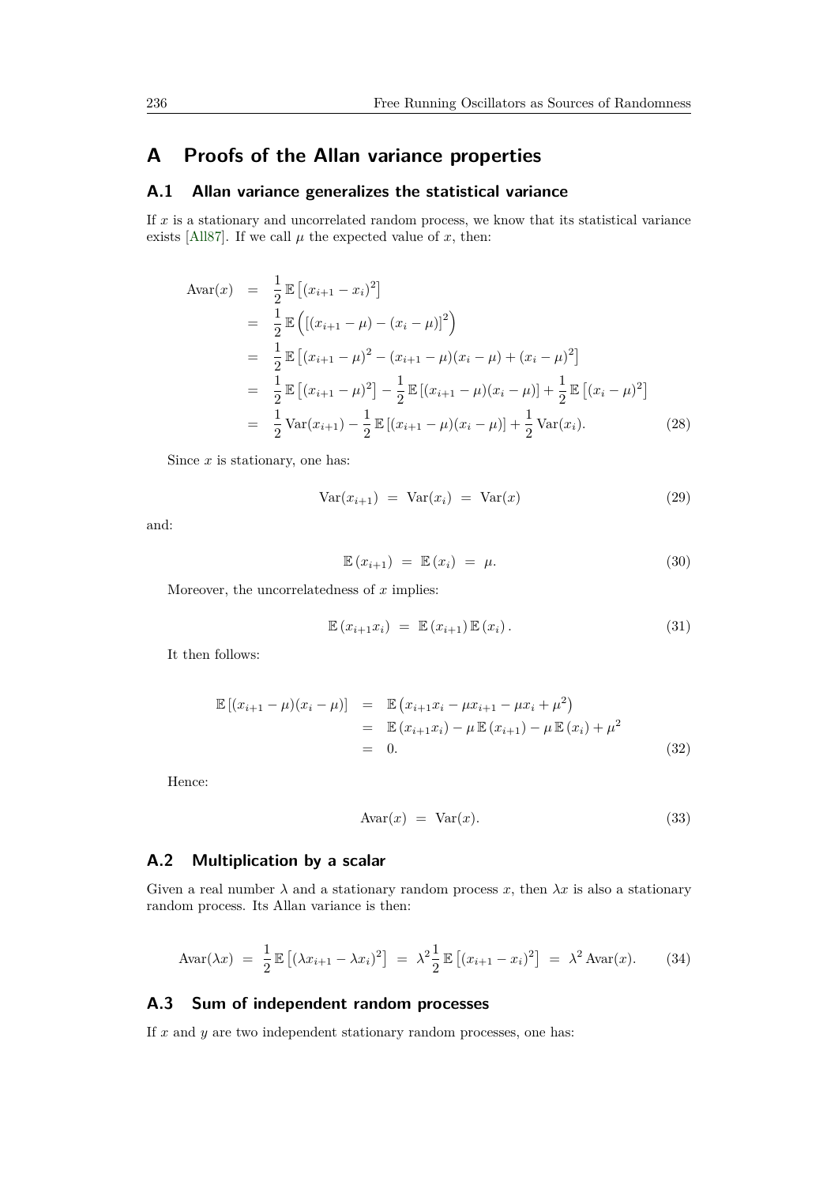# A Proofs of the Allan variance properties

## A.1 Allan variance generalizes the statistical variance

If $x$ is a stationary and uncorrelated random process, we know that its statistical variance exists [All87]. If we call $\mu$ the expected value of $x$, then:

$$\begin{aligned}
\text{Avar}(x) &= \frac{1}{2}\,\mathbb{E}\left[(x_{i+1}-x_i)^2\right] \\
&= \frac{1}{2}\,\mathbb{E}\left(\left[(x_{i+1}-\mu)-(x_i-\mu)\right]^2\right) \\
&= \frac{1}{2}\,\mathbb{E}\left[(x_{i+1}-\mu)^2-(x_{i+1}-\mu)(x_i-\mu)+(x_i-\mu)^2\right] \\
&= \frac{1}{2}\,\mathbb{E}\left[(x_{i+1}-\mu)^2\right]-\frac{1}{2}\,\mathbb{E}\left[(x_{i+1}-\mu)(x_i-\mu)\right]+\frac{1}{2}\,\mathbb{E}\left[(x_i-\mu)^2\right] \\
&= \frac{1}{2}\,\text{Var}(x_{i+1})-\frac{1}{2}\,\mathbb{E}\left[(x_{i+1}-\mu)(x_i-\mu)\right]+\frac{1}{2}\,\text{Var}(x_i). \qquad (28)
\end{aligned}$$

Since $x$ is stationary, one has:

$$\text{Var}(x_{i+1}) \;=\; \text{Var}(x_i) \;=\; \text{Var}(x) \qquad (29)$$

and:

$$\mathbb{E}\left(x_{i+1}\right) \;=\; \mathbb{E}\left(x_i\right) \;=\; \mu. \qquad (30)$$

Moreover, the uncorrelatedness of $x$ implies:

$$\mathbb{E}\left(x_{i+1}x_i\right) \;=\; \mathbb{E}\left(x_{i+1}\right)\mathbb{E}\left(x_i\right). \qquad (31)$$

It then follows:

$$\begin{aligned}
\mathbb{E}\left[(x_{i+1}-\mu)(x_i-\mu)\right] &= \mathbb{E}\left(x_{i+1}x_i-\mu x_{i+1}-\mu x_i+\mu^2\right) \\
&= \mathbb{E}\left(x_{i+1}x_i\right)-\mu\,\mathbb{E}\left(x_{i+1}\right)-\mu\,\mathbb{E}\left(x_i\right)+\mu^2 \\
&= 0. \qquad (32)
\end{aligned}$$

Hence:

$$\text{Avar}(x) \;=\; \text{Var}(x). \qquad (33)$$

## A.2 Multiplication by a scalar

Given a real number $\lambda$ and a stationary random process $x$, then $\lambda x$ is also a stationary random process. Its Allan variance is then:

$$\text{Avar}(\lambda x) \;=\; \frac{1}{2}\,\mathbb{E}\left[(\lambda x_{i+1}-\lambda x_i)^2\right] \;=\; \lambda^2\frac{1}{2}\,\mathbb{E}\left[(x_{i+1}-x_i)^2\right] \;=\; \lambda^2\,\text{Avar}(x). \qquad (34)$$

## A.3 Sum of independent random processes

If $x$ and $y$ are two independent stationary random processes, one has: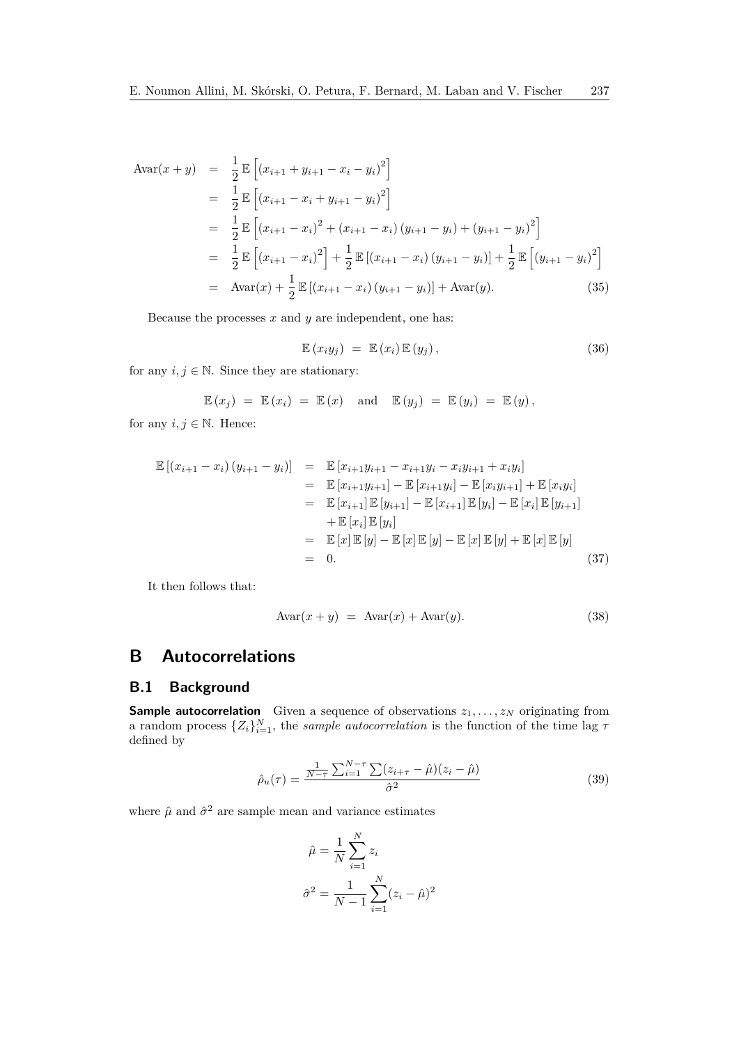$$
\begin{aligned}
\operatorname{Avar}(x+y) &= \frac{1}{2}\,\mathbb{E}\left[\left(x_{i+1}+y_{i+1}-x_i-y_i\right)^2\right] \\
&= \frac{1}{2}\,\mathbb{E}\left[\left(x_{i+1}-x_i+y_{i+1}-y_i\right)^2\right] \\
&= \frac{1}{2}\,\mathbb{E}\left[\left(x_{i+1}-x_i\right)^2+\left(x_{i+1}-x_i\right)\left(y_{i+1}-y_i\right)+\left(y_{i+1}-y_i\right)^2\right] \\
&= \frac{1}{2}\,\mathbb{E}\left[\left(x_{i+1}-x_i\right)^2\right]+\frac{1}{2}\,\mathbb{E}\left[\left(x_{i+1}-x_i\right)\left(y_{i+1}-y_i\right)\right]+\frac{1}{2}\,\mathbb{E}\left[\left(y_{i+1}-y_i\right)^2\right] \\
&= \operatorname{Avar}(x)+\frac{1}{2}\,\mathbb{E}\left[\left(x_{i+1}-x_i\right)\left(y_{i+1}-y_i\right)\right]+\operatorname{Avar}(y). \qquad (35)
\end{aligned}
$$

Because the processes $x$ and $y$ are independent, one has:

$$
\mathbb{E}\left(x_i y_j\right) \;=\; \mathbb{E}\left(x_i\right)\mathbb{E}\left(y_j\right), \qquad (36)
$$

for any $i, j \in \mathbb{N}$. Since they are stationary:

$$
\mathbb{E}\left(x_j\right) \;=\; \mathbb{E}\left(x_i\right) \;=\; \mathbb{E}\left(x\right) \quad \text{and} \quad \mathbb{E}\left(y_j\right) \;=\; \mathbb{E}\left(y_i\right) \;=\; \mathbb{E}\left(y\right),
$$

for any $i, j \in \mathbb{N}$. Hence:

$$
\begin{aligned}
\mathbb{E}\left[\left(x_{i+1}-x_i\right)\left(y_{i+1}-y_i\right)\right] &= \mathbb{E}\left[x_{i+1}y_{i+1}-x_{i+1}y_i-x_iy_{i+1}+x_iy_i\right] \\
&= \mathbb{E}\left[x_{i+1}y_{i+1}\right]-\mathbb{E}\left[x_{i+1}y_i\right]-\mathbb{E}\left[x_iy_{i+1}\right]+\mathbb{E}\left[x_iy_i\right] \\
&= \mathbb{E}\left[x_{i+1}\right]\mathbb{E}\left[y_{i+1}\right]-\mathbb{E}\left[x_{i+1}\right]\mathbb{E}\left[y_i\right]-\mathbb{E}\left[x_i\right]\mathbb{E}\left[y_{i+1}\right] \\
&\quad +\mathbb{E}\left[x_i\right]\mathbb{E}\left[y_i\right] \\
&= \mathbb{E}\left[x\right]\mathbb{E}\left[y\right]-\mathbb{E}\left[x\right]\mathbb{E}\left[y\right]-\mathbb{E}\left[x\right]\mathbb{E}\left[y\right]+\mathbb{E}\left[x\right]\mathbb{E}\left[y\right] \\
&= 0. \qquad (37)
\end{aligned}
$$

It then follows that:

$$
\operatorname{Avar}(x+y) \;=\; \operatorname{Avar}(x)+\operatorname{Avar}(y). \qquad (38)
$$

# B Autocorrelations

## B.1 Background

**Sample autocorrelation** Given a sequence of observations $z_1, \ldots, z_N$ originating from a random process $\{Z_i\}_{i=1}^{N}$, the *sample autocorrelation* is the function of the time lag $\tau$ defined by

$$
\hat{\rho}_u(\tau) = \frac{\frac{1}{N-\tau}\sum_{i=1}^{N-\tau}\sum(z_{i+\tau}-\hat{\mu})(z_i-\hat{\mu})}{\hat{\sigma}^2} \qquad (39)
$$

where $\hat{\mu}$ and $\hat{\sigma}^2$ are sample mean and variance estimates

$$
\hat{\mu} = \frac{1}{N}\sum_{i=1}^{N} z_i
$$

$$
\hat{\sigma}^2 = \frac{1}{N-1}\sum_{i=1}^{N}(z_i-\hat{\mu})^2
$$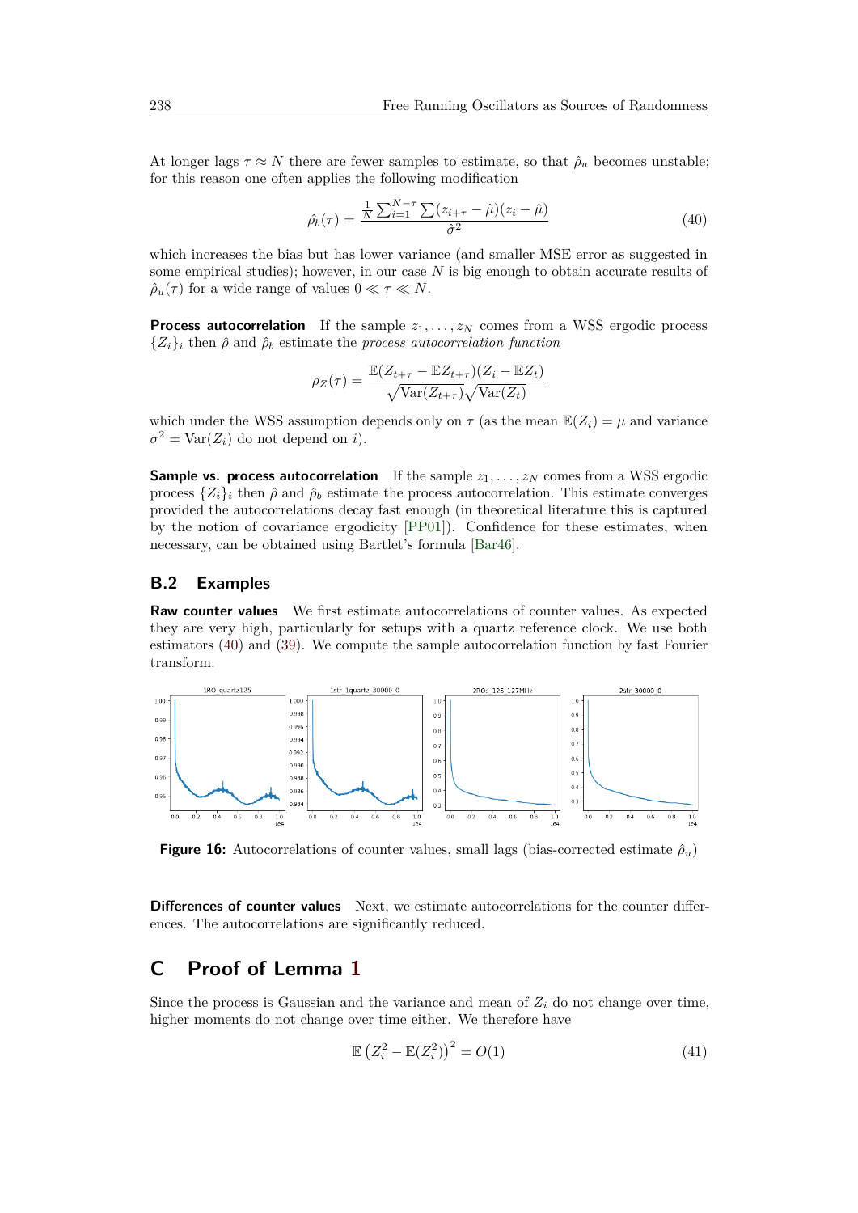At longer lags $\tau \approx N$ there are fewer samples to estimate, so that $\hat{\rho}_u$ becomes unstable; for this reason one often applies the following modification

$$\hat{\rho}_b(\tau) = \frac{\frac{1}{N}\sum_{i=1}^{N-\tau}\sum(z_{i+\tau} - \hat{\mu})(z_i - \hat{\mu})}{\hat{\sigma}^2} \tag{40}$$

which increases the bias but has lower variance (and smaller MSE error as suggested in some empirical studies); however, in our case $N$ is big enough to obtain accurate results of $\hat{\rho}_u(\tau)$ for a wide range of values $0 \ll \tau \ll N$.

**Process autocorrelation** If the sample $z_1, \ldots, z_N$ comes from a WSS ergodic process $\{Z_i\}_i$ then $\hat{\rho}$ and $\hat{\rho}_b$ estimate the *process autocorrelation function*

$$\rho_Z(\tau) = \frac{\mathbb{E}(Z_{t+\tau} - \mathbb{E}Z_{t+\tau})(Z_i - \mathbb{E}Z_t)}{\sqrt{\mathrm{Var}(Z_{t+\tau})}\sqrt{\mathrm{Var}(Z_t)}}$$

which under the WSS assumption depends only on $\tau$ (as the mean $\mathbb{E}(Z_i) = \mu$ and variance $\sigma^2 = \mathrm{Var}(Z_i)$ do not depend on $i$).

**Sample vs. process autocorrelation** If the sample $z_1, \ldots, z_N$ comes from a WSS ergodic process $\{Z_i\}_i$ then $\hat{\rho}$ and $\hat{\rho}_b$ estimate the process autocorrelation. This estimate converges provided the autocorrelations decay fast enough (in theoretical literature this is captured by the notion of covariance ergodicity [PP01]). Confidence for these estimates, when necessary, can be obtained using Bartlet's formula [Bar46].

## B.2 Examples

**Raw counter values** We first estimate autocorrelations of counter values. As expected they are very high, particularly for setups with a quartz reference clock. We use both estimators (40) and (39). We compute the sample autocorrelation function by fast Fourier transform.

**Figure 16:** Autocorrelations of counter values, small lags (bias-corrected estimate $\hat{\rho}_u$)

**Differences of counter values** Next, we estimate autocorrelations for the counter differences. The autocorrelations are significantly reduced.

# C Proof of Lemma 1

Since the process is Gaussian and the variance and mean of $Z_i$ do not change over time, higher moments do not change over time either. We therefore have

$$\mathbb{E}\left(Z_i^2 - \mathbb{E}(Z_i^2)\right)^2 = O(1) \tag{41}$$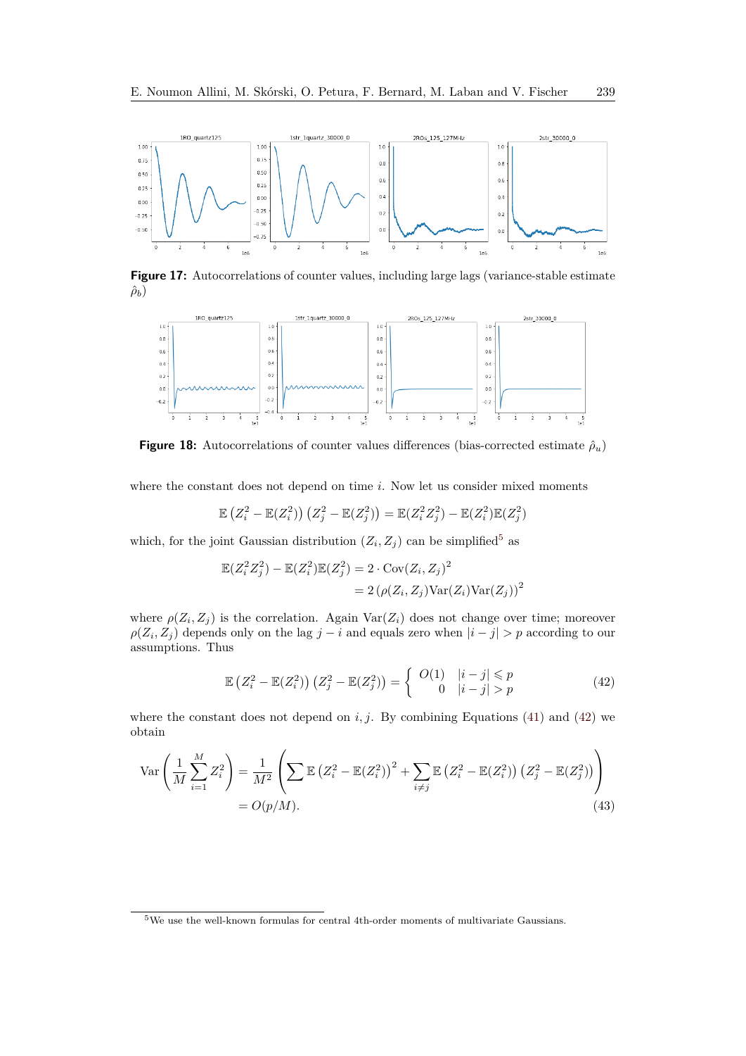**Figure 17:** Autocorrelations of counter values, including large lags (variance-stable estimate $\hat{\rho}_b$)

**Figure 18:** Autocorrelations of counter values differences (bias-corrected estimate $\hat{\rho}_u$)

where the constant does not depend on time $i$. Now let us consider mixed moments

$$\mathbb{E}\left(Z_i^2 - \mathbb{E}(Z_i^2)\right)\left(Z_j^2 - \mathbb{E}(Z_j^2)\right) = \mathbb{E}(Z_i^2 Z_j^2) - \mathbb{E}(Z_i^2)\mathbb{E}(Z_j^2)$$

which, for the joint Gaussian distribution $(Z_i, Z_j)$ can be simplified[5] as

$$\begin{aligned}\mathbb{E}(Z_i^2 Z_j^2) - \mathbb{E}(Z_i^2)\mathbb{E}(Z_j^2) &= 2 \cdot \mathrm{Cov}(Z_i, Z_j)^2 \\ &= 2\left(\rho(Z_i, Z_j)\mathrm{Var}(Z_i)\mathrm{Var}(Z_j)\right)^2\end{aligned}$$

where $\rho(Z_i, Z_j)$ is the correlation. Again $\mathrm{Var}(Z_i)$ does not change over time; moreover $\rho(Z_i, Z_j)$ depends only on the lag $j - i$ and equals zero when $|i - j| > p$ according to our assumptions. Thus

$$\mathbb{E}\left(Z_i^2 - \mathbb{E}(Z_i^2)\right)\left(Z_j^2 - \mathbb{E}(Z_j^2)\right) = \begin{cases} O(1) & |i-j| \leqslant p \\ 0 & |i-j| > p \end{cases} \tag{42}$$

where the constant does not depend on $i, j$. By combining Equations (41) and (42) we obtain

$$\begin{aligned}\mathrm{Var}\left(\frac{1}{M}\sum_{i=1}^{M} Z_i^2\right) &= \frac{1}{M^2}\left(\sum \mathbb{E}\left(Z_i^2 - \mathbb{E}(Z_i^2)\right)^2 + \sum_{i \neq j} \mathbb{E}\left(Z_i^2 - \mathbb{E}(Z_i^2)\right)\left(Z_j^2 - \mathbb{E}(Z_j^2)\right)\right) \\ &= O(p/M).\end{aligned} \tag{43}$$

[5] We use the well-known formulas for central 4th-order moments of multivariate Gaussians.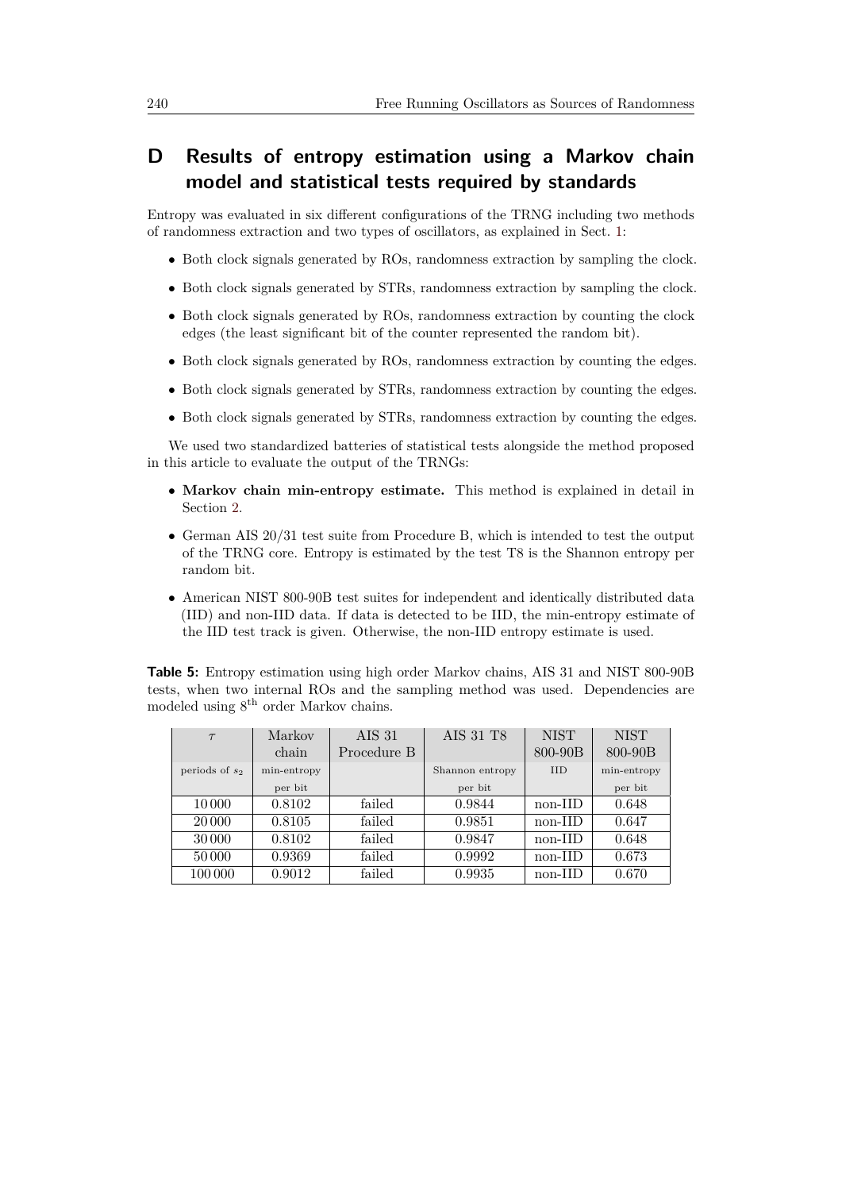# D Results of entropy estimation using a Markov chain model and statistical tests required by standards

Entropy was evaluated in six different configurations of the TRNG including two methods of randomness extraction and two types of oscillators, as explained in Sect. 1:

- Both clock signals generated by ROs, randomness extraction by sampling the clock.
- Both clock signals generated by STRs, randomness extraction by sampling the clock.
- Both clock signals generated by ROs, randomness extraction by counting the clock edges (the least significant bit of the counter represented the random bit).
- Both clock signals generated by ROs, randomness extraction by counting the edges.
- Both clock signals generated by STRs, randomness extraction by counting the edges.
- Both clock signals generated by STRs, randomness extraction by counting the edges.

We used two standardized batteries of statistical tests alongside the method proposed in this article to evaluate the output of the TRNGs:

- **Markov chain min-entropy estimate.** This method is explained in detail in Section 2.
- German AIS 20/31 test suite from Procedure B, which is intended to test the output of the TRNG core. Entropy is estimated by the test T8 is the Shannon entropy per random bit.
- American NIST 800-90B test suites for independent and identically distributed data (IID) and non-IID data. If data is detected to be IID, the min-entropy estimate of the IID test track is given. Otherwise, the non-IID entropy estimate is used.

**Table 5:** Entropy estimation using high order Markov chains, AIS 31 and NIST 800-90B tests, when two internal ROs and the sampling method was used. Dependencies are modeled using 8[th] order Markov chains.

| $\tau$ | Markov chain | AIS 31 Procedure B | AIS 31 T8 | NIST 800-90B | NIST 800-90B |
|---|---|---|---|---|---|
| periods of $s_2$ | min-entropy per bit | | Shannon entropy per bit | IID | min-entropy per bit |
| 10 000 | 0.8102 | failed | 0.9844 | non-IID | 0.648 |
| 20 000 | 0.8105 | failed | 0.9851 | non-IID | 0.647 |
| 30 000 | 0.8102 | failed | 0.9847 | non-IID | 0.648 |
| 50 000 | 0.9369 | failed | 0.9992 | non-IID | 0.673 |
| 100 000 | 0.9012 | failed | 0.9935 | non-IID | 0.670 |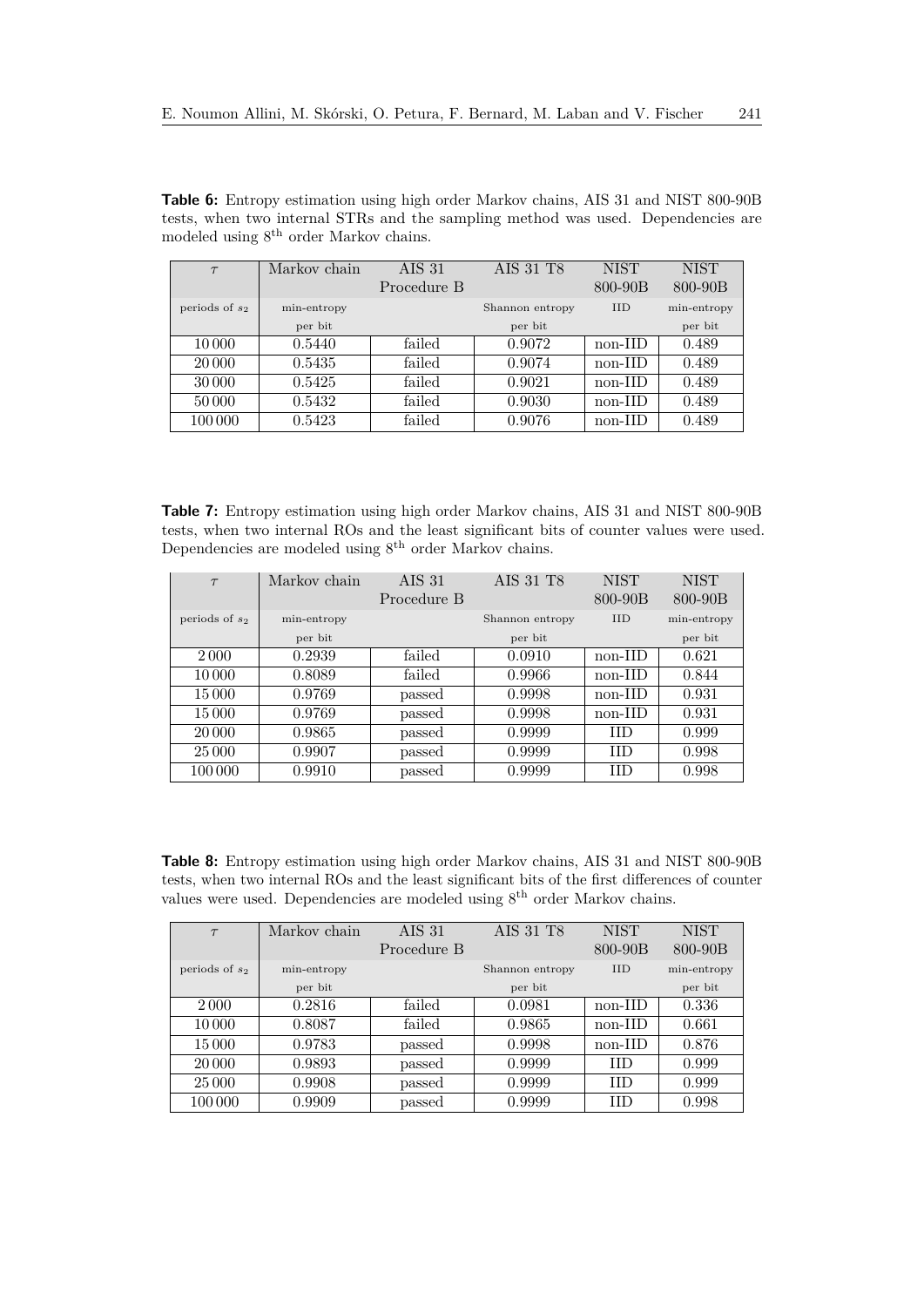**Table 6:** Entropy estimation using high order Markov chains, AIS 31 and NIST 800-90B tests, when two internal STRs and the sampling method was used. Dependencies are modeled using 8[th] order Markov chains.

| $\tau$ | Markov chain | AIS 31 Procedure B | AIS 31 T8 | NIST 800-90B | NIST 800-90B |
|---|---|---|---|---|---|
| periods of $s_2$ | min-entropy per bit | | Shannon entropy per bit | IID | min-entropy per bit |
| 10 000 | 0.5440 | failed | 0.9072 | non-IID | 0.489 |
| 20 000 | 0.5435 | failed | 0.9074 | non-IID | 0.489 |
| 30 000 | 0.5425 | failed | 0.9021 | non-IID | 0.489 |
| 50 000 | 0.5432 | failed | 0.9030 | non-IID | 0.489 |
| 100 000 | 0.5423 | failed | 0.9076 | non-IID | 0.489 |

**Table 7:** Entropy estimation using high order Markov chains, AIS 31 and NIST 800-90B tests, when two internal ROs and the least significant bits of counter values were used. Dependencies are modeled using 8[th] order Markov chains.

| $\tau$ | Markov chain | AIS 31 Procedure B | AIS 31 T8 | NIST 800-90B | NIST 800-90B |
|---|---|---|---|---|---|
| periods of $s_2$ | min-entropy per bit | | Shannon entropy per bit | IID | min-entropy per bit |
| 2 000 | 0.2939 | failed | 0.0910 | non-IID | 0.621 |
| 10 000 | 0.8089 | failed | 0.9966 | non-IID | 0.844 |
| 15 000 | 0.9769 | passed | 0.9998 | non-IID | 0.931 |
| 15 000 | 0.9769 | passed | 0.9998 | non-IID | 0.931 |
| 20 000 | 0.9865 | passed | 0.9999 | IID | 0.999 |
| 25 000 | 0.9907 | passed | 0.9999 | IID | 0.998 |
| 100 000 | 0.9910 | passed | 0.9999 | IID | 0.998 |

**Table 8:** Entropy estimation using high order Markov chains, AIS 31 and NIST 800-90B tests, when two internal ROs and the least significant bits of the first differences of counter values were used. Dependencies are modeled using 8[th] order Markov chains.

| $\tau$ | Markov chain | AIS 31 Procedure B | AIS 31 T8 | NIST 800-90B | NIST 800-90B |
|---|---|---|---|---|---|
| periods of $s_2$ | min-entropy per bit | | Shannon entropy per bit | IID | min-entropy per bit |
| 2 000 | 0.2816 | failed | 0.0981 | non-IID | 0.336 |
| 10 000 | 0.8087 | failed | 0.9865 | non-IID | 0.661 |
| 15 000 | 0.9783 | passed | 0.9998 | non-IID | 0.876 |
| 20 000 | 0.9893 | passed | 0.9999 | IID | 0.999 |
| 25 000 | 0.9908 | passed | 0.9999 | IID | 0.999 |
| 100 000 | 0.9909 | passed | 0.9999 | IID | 0.998 |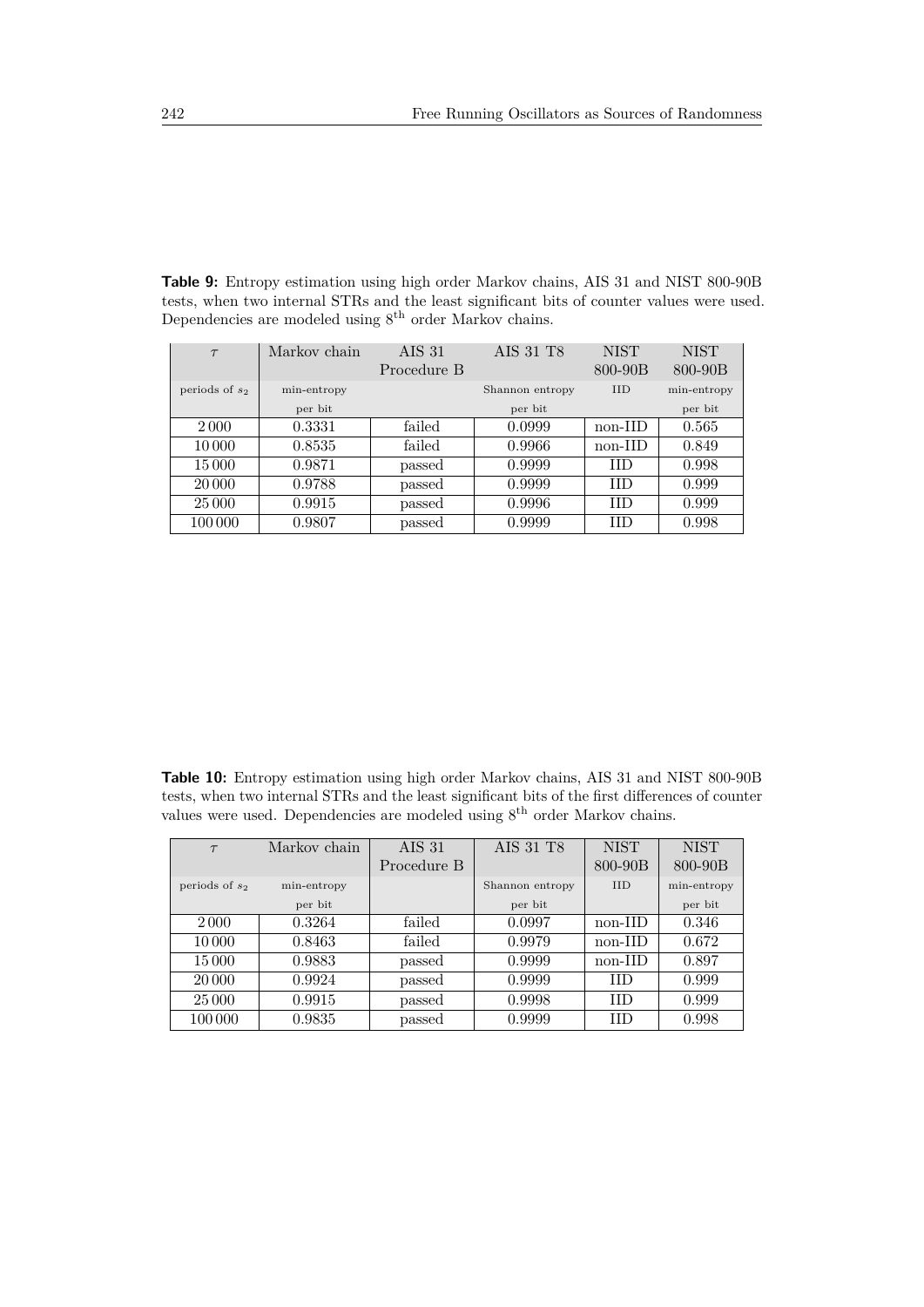**Table 9:** Entropy estimation using high order Markov chains, AIS 31 and NIST 800-90B tests, when two internal STRs and the least significant bits of counter values were used. Dependencies are modeled using 8[th] order Markov chains.

| $\tau$ | Markov chain | AIS 31 Procedure B | AIS 31 T8 | NIST 800-90B | NIST 800-90B |
|---|---|---|---|---|---|
| periods of $s_2$ | min-entropy per bit | | Shannon entropy per bit | IID | min-entropy per bit |
| 2 000 | 0.3331 | failed | 0.0999 | non-IID | 0.565 |
| 10 000 | 0.8535 | failed | 0.9966 | non-IID | 0.849 |
| 15 000 | 0.9871 | passed | 0.9999 | IID | 0.998 |
| 20 000 | 0.9788 | passed | 0.9999 | IID | 0.999 |
| 25 000 | 0.9915 | passed | 0.9996 | IID | 0.999 |
| 100 000 | 0.9807 | passed | 0.9999 | IID | 0.998 |

**Table 10:** Entropy estimation using high order Markov chains, AIS 31 and NIST 800-90B tests, when two internal STRs and the least significant bits of the first differences of counter values were used. Dependencies are modeled using 8[th] order Markov chains.

| $\tau$ | Markov chain | AIS 31 Procedure B | AIS 31 T8 | NIST 800-90B | NIST 800-90B |
|---|---|---|---|---|---|
| periods of $s_2$ | min-entropy per bit | | Shannon entropy per bit | IID | min-entropy per bit |
| 2 000 | 0.3264 | failed | 0.0997 | non-IID | 0.346 |
| 10 000 | 0.8463 | failed | 0.9979 | non-IID | 0.672 |
| 15 000 | 0.9883 | passed | 0.9999 | non-IID | 0.897 |
| 20 000 | 0.9924 | passed | 0.9999 | IID | 0.999 |
| 25 000 | 0.9915 | passed | 0.9998 | IID | 0.999 |
| 100 000 | 0.9835 | passed | 0.9999 | IID | 0.998 |